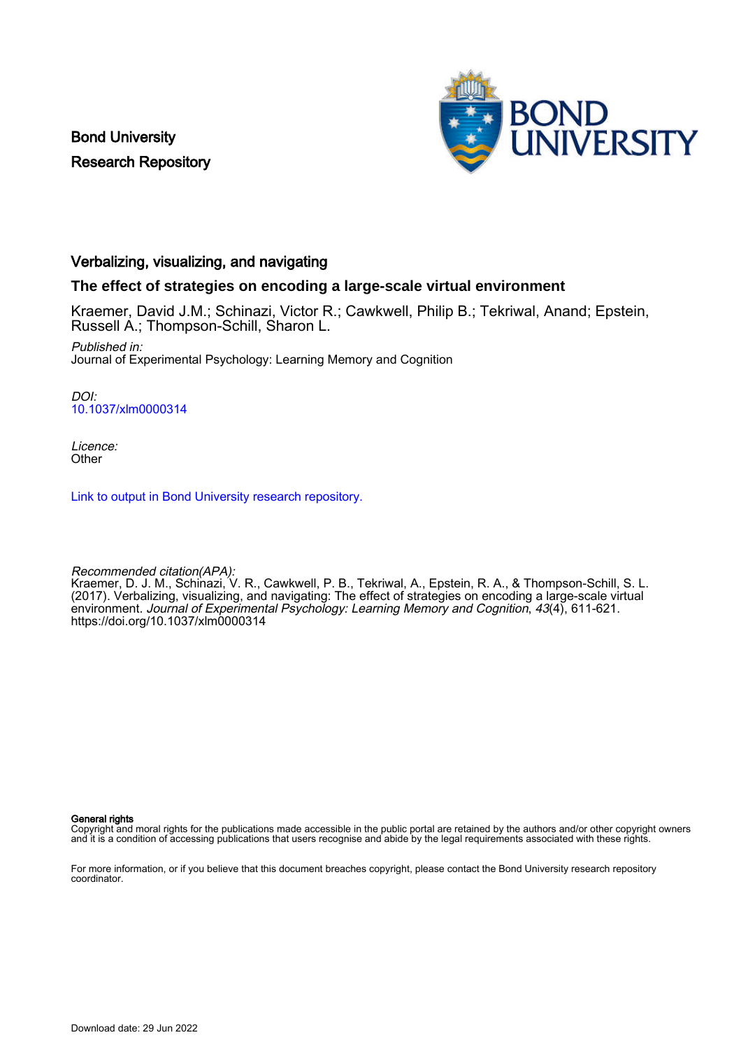Bond University
Research Repository

BOND UNIVERSITY

# Verbalizing, visualizing, and navigating

## The effect of strategies on encoding a large-scale virtual environment

Kraemer, David J.M.; Schinazi, Victor R.; Cawkwell, Philip B.; Tekriwal, Anand; Epstein, Russell A.; Thompson-Schill, Sharon L.

*Published in:*
Journal of Experimental Psychology: Learning Memory and Cognition

*DOI:*
10.1037/xlm0000314

*Licence:*
Other

Link to output in Bond University research repository.

*Recommended citation(APA):*
Kraemer, D. J. M., Schinazi, V. R., Cawkwell, P. B., Tekriwal, A., Epstein, R. A., & Thompson-Schill, S. L. (2017). Verbalizing, visualizing, and navigating: The effect of strategies on encoding a large-scale virtual environment. *Journal of Experimental Psychology: Learning Memory and Cognition*, *43*(4), 611-621. https://doi.org/10.1037/xlm0000314

**General rights**
Copyright and moral rights for the publications made accessible in the public portal are retained by the authors and/or other copyright owners and it is a condition of accessing publications that users recognise and abide by the legal requirements associated with these rights.

For more information, or if you believe that this document breaches copyright, please contact the Bond University research repository coordinator.

Download date: 29 Jun 2022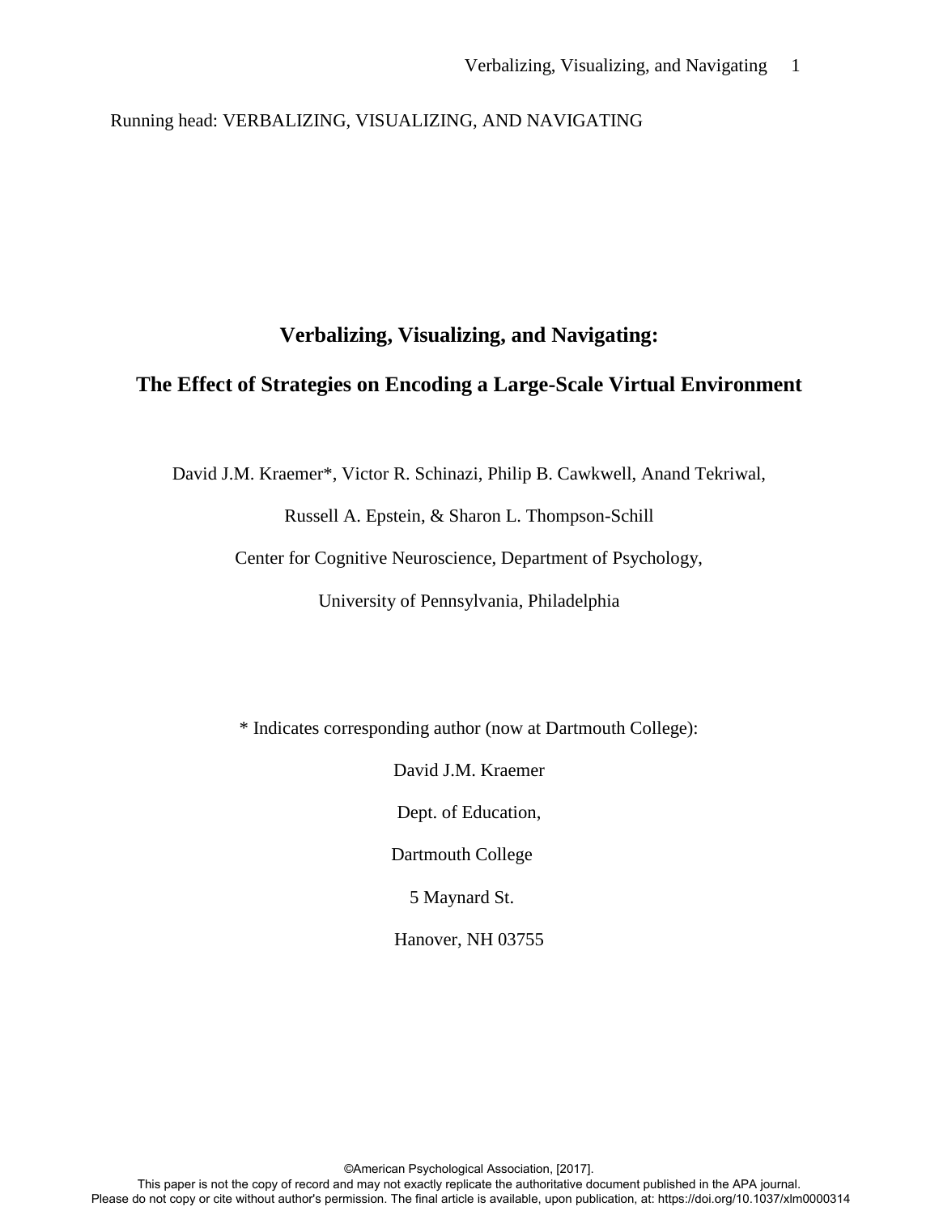Running head: VERBALIZING, VISUALIZING, AND NAVIGATING

# Verbalizing, Visualizing, and Navigating:

# The Effect of Strategies on Encoding a Large-Scale Virtual Environment

David J.M. Kraemer*, Victor R. Schinazi, Philip B. Cawkwell, Anand Tekriwal,

Russell A. Epstein, & Sharon L. Thompson-Schill

Center for Cognitive Neuroscience, Department of Psychology,

University of Pennsylvania, Philadelphia

\* Indicates corresponding author (now at Dartmouth College):

David J.M. Kraemer

Dept. of Education,

Dartmouth College

5 Maynard St.

Hanover, NH 03755

©American Psychological Association, [2017].

This paper is not the copy of record and may not exactly replicate the authoritative document published in the APA journal.

Please do not copy or cite without author's permission. The final article is available, upon publication, at: https://doi.org/10.1037/xlm0000314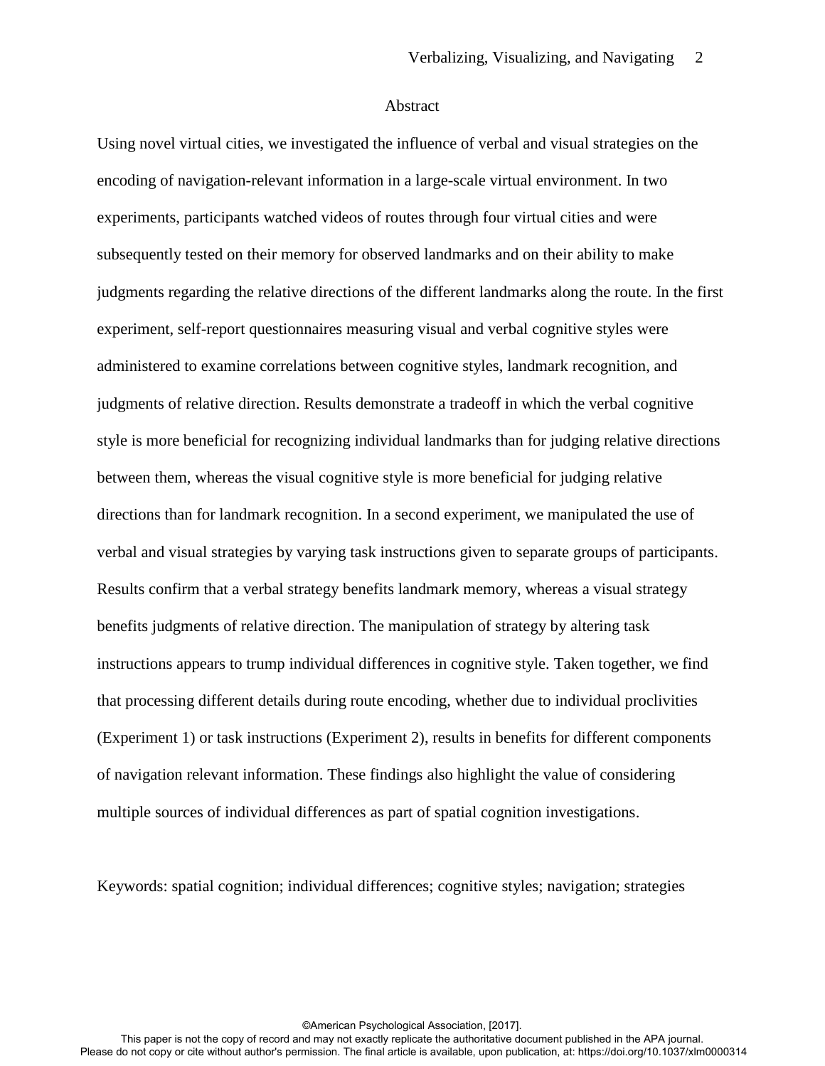## Abstract

Using novel virtual cities, we investigated the influence of verbal and visual strategies on the encoding of navigation-relevant information in a large-scale virtual environment. In two experiments, participants watched videos of routes through four virtual cities and were subsequently tested on their memory for observed landmarks and on their ability to make judgments regarding the relative directions of the different landmarks along the route. In the first experiment, self-report questionnaires measuring visual and verbal cognitive styles were administered to examine correlations between cognitive styles, landmark recognition, and judgments of relative direction. Results demonstrate a tradeoff in which the verbal cognitive style is more beneficial for recognizing individual landmarks than for judging relative directions between them, whereas the visual cognitive style is more beneficial for judging relative directions than for landmark recognition. In a second experiment, we manipulated the use of verbal and visual strategies by varying task instructions given to separate groups of participants. Results confirm that a verbal strategy benefits landmark memory, whereas a visual strategy benefits judgments of relative direction. The manipulation of strategy by altering task instructions appears to trump individual differences in cognitive style. Taken together, we find that processing different details during route encoding, whether due to individual proclivities (Experiment 1) or task instructions (Experiment 2), results in benefits for different components of navigation relevant information. These findings also highlight the value of considering multiple sources of individual differences as part of spatial cognition investigations.

Keywords: spatial cognition; individual differences; cognitive styles; navigation; strategies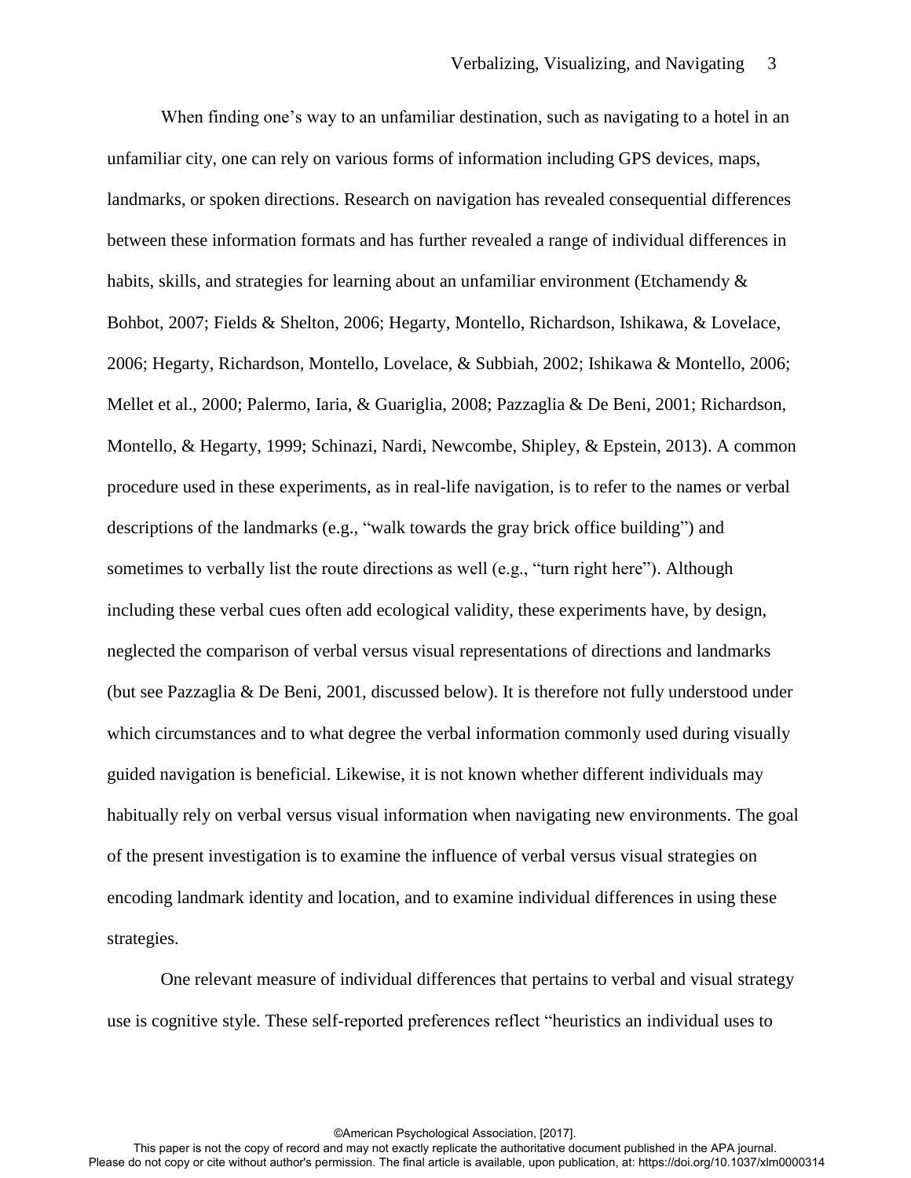When finding one's way to an unfamiliar destination, such as navigating to a hotel in an unfamiliar city, one can rely on various forms of information including GPS devices, maps, landmarks, or spoken directions. Research on navigation has revealed consequential differences between these information formats and has further revealed a range of individual differences in habits, skills, and strategies for learning about an unfamiliar environment (Etchamendy & Bohbot, 2007; Fields & Shelton, 2006; Hegarty, Montello, Richardson, Ishikawa, & Lovelace, 2006; Hegarty, Richardson, Montello, Lovelace, & Subbiah, 2002; Ishikawa & Montello, 2006; Mellet et al., 2000; Palermo, Iaria, & Guariglia, 2008; Pazzaglia & De Beni, 2001; Richardson, Montello, & Hegarty, 1999; Schinazi, Nardi, Newcombe, Shipley, & Epstein, 2013). A common procedure used in these experiments, as in real-life navigation, is to refer to the names or verbal descriptions of the landmarks (e.g., "walk towards the gray brick office building") and sometimes to verbally list the route directions as well (e.g., "turn right here"). Although including these verbal cues often add ecological validity, these experiments have, by design, neglected the comparison of verbal versus visual representations of directions and landmarks (but see Pazzaglia & De Beni, 2001, discussed below). It is therefore not fully understood under which circumstances and to what degree the verbal information commonly used during visually guided navigation is beneficial. Likewise, it is not known whether different individuals may habitually rely on verbal versus visual information when navigating new environments. The goal of the present investigation is to examine the influence of verbal versus visual strategies on encoding landmark identity and location, and to examine individual differences in using these strategies.

One relevant measure of individual differences that pertains to verbal and visual strategy use is cognitive style. These self-reported preferences reflect "heuristics an individual uses to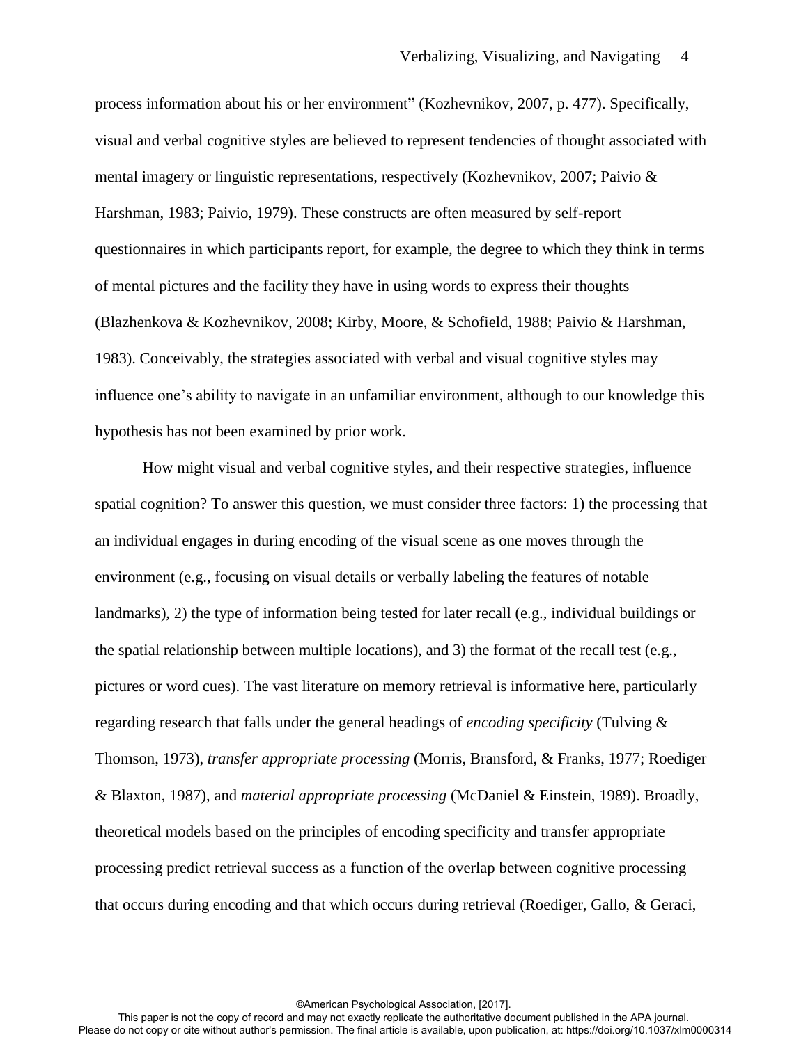process information about his or her environment" (Kozhevnikov, 2007, p. 477). Specifically, visual and verbal cognitive styles are believed to represent tendencies of thought associated with mental imagery or linguistic representations, respectively (Kozhevnikov, 2007; Paivio & Harshman, 1983; Paivio, 1979). These constructs are often measured by self-report questionnaires in which participants report, for example, the degree to which they think in terms of mental pictures and the facility they have in using words to express their thoughts (Blazhenkova & Kozhevnikov, 2008; Kirby, Moore, & Schofield, 1988; Paivio & Harshman, 1983). Conceivably, the strategies associated with verbal and visual cognitive styles may influence one's ability to navigate in an unfamiliar environment, although to our knowledge this hypothesis has not been examined by prior work.

How might visual and verbal cognitive styles, and their respective strategies, influence spatial cognition? To answer this question, we must consider three factors: 1) the processing that an individual engages in during encoding of the visual scene as one moves through the environment (e.g., focusing on visual details or verbally labeling the features of notable landmarks), 2) the type of information being tested for later recall (e.g., individual buildings or the spatial relationship between multiple locations), and 3) the format of the recall test (e.g., pictures or word cues). The vast literature on memory retrieval is informative here, particularly regarding research that falls under the general headings of *encoding specificity* (Tulving & Thomson, 1973), *transfer appropriate processing* (Morris, Bransford, & Franks, 1977; Roediger & Blaxton, 1987), and *material appropriate processing* (McDaniel & Einstein, 1989). Broadly, theoretical models based on the principles of encoding specificity and transfer appropriate processing predict retrieval success as a function of the overlap between cognitive processing that occurs during encoding and that which occurs during retrieval (Roediger, Gallo, & Geraci,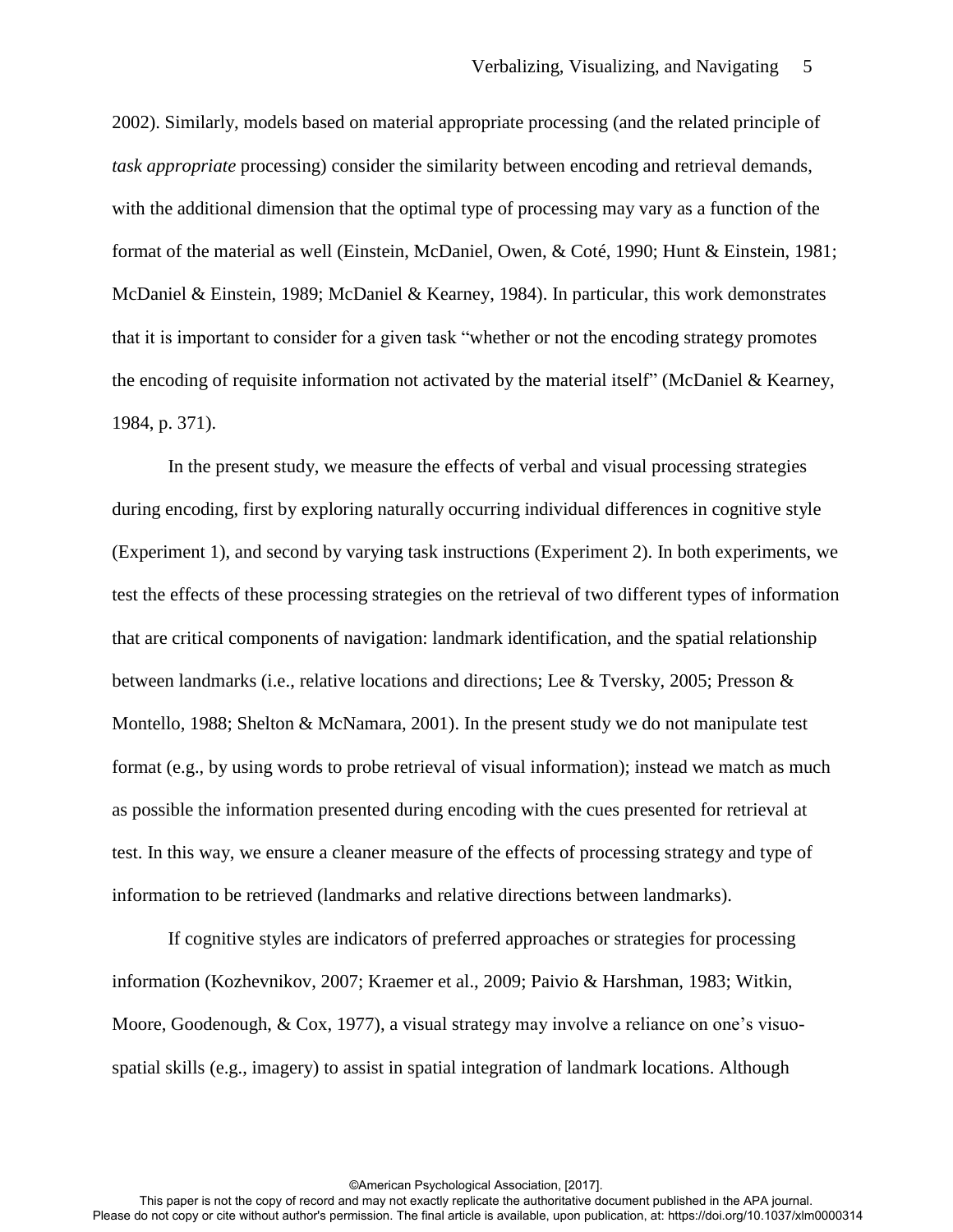2002). Similarly, models based on material appropriate processing (and the related principle of *task appropriate* processing) consider the similarity between encoding and retrieval demands, with the additional dimension that the optimal type of processing may vary as a function of the format of the material as well (Einstein, McDaniel, Owen, & Coté, 1990; Hunt & Einstein, 1981; McDaniel & Einstein, 1989; McDaniel & Kearney, 1984). In particular, this work demonstrates that it is important to consider for a given task "whether or not the encoding strategy promotes the encoding of requisite information not activated by the material itself" (McDaniel & Kearney, 1984, p. 371).

In the present study, we measure the effects of verbal and visual processing strategies during encoding, first by exploring naturally occurring individual differences in cognitive style (Experiment 1), and second by varying task instructions (Experiment 2). In both experiments, we test the effects of these processing strategies on the retrieval of two different types of information that are critical components of navigation: landmark identification, and the spatial relationship between landmarks (i.e., relative locations and directions; Lee & Tversky, 2005; Presson & Montello, 1988; Shelton & McNamara, 2001). In the present study we do not manipulate test format (e.g., by using words to probe retrieval of visual information); instead we match as much as possible the information presented during encoding with the cues presented for retrieval at test. In this way, we ensure a cleaner measure of the effects of processing strategy and type of information to be retrieved (landmarks and relative directions between landmarks).

If cognitive styles are indicators of preferred approaches or strategies for processing information (Kozhevnikov, 2007; Kraemer et al., 2009; Paivio & Harshman, 1983; Witkin, Moore, Goodenough, & Cox, 1977), a visual strategy may involve a reliance on one's visuo-spatial skills (e.g., imagery) to assist in spatial integration of landmark locations. Although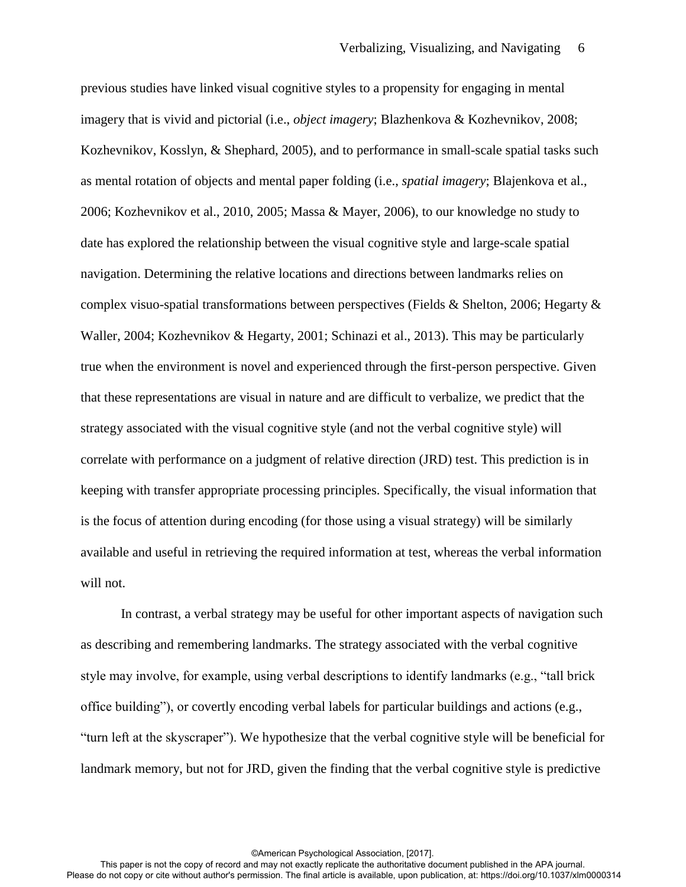previous studies have linked visual cognitive styles to a propensity for engaging in mental imagery that is vivid and pictorial (i.e., *object imagery*; Blazhenkova & Kozhevnikov, 2008; Kozhevnikov, Kosslyn, & Shephard, 2005), and to performance in small-scale spatial tasks such as mental rotation of objects and mental paper folding (i.e., *spatial imagery*; Blajenkova et al., 2006; Kozhevnikov et al., 2010, 2005; Massa & Mayer, 2006), to our knowledge no study to date has explored the relationship between the visual cognitive style and large-scale spatial navigation. Determining the relative locations and directions between landmarks relies on complex visuo-spatial transformations between perspectives (Fields & Shelton, 2006; Hegarty & Waller, 2004; Kozhevnikov & Hegarty, 2001; Schinazi et al., 2013). This may be particularly true when the environment is novel and experienced through the first-person perspective. Given that these representations are visual in nature and are difficult to verbalize, we predict that the strategy associated with the visual cognitive style (and not the verbal cognitive style) will correlate with performance on a judgment of relative direction (JRD) test. This prediction is in keeping with transfer appropriate processing principles. Specifically, the visual information that is the focus of attention during encoding (for those using a visual strategy) will be similarly available and useful in retrieving the required information at test, whereas the verbal information will not.

In contrast, a verbal strategy may be useful for other important aspects of navigation such as describing and remembering landmarks. The strategy associated with the verbal cognitive style may involve, for example, using verbal descriptions to identify landmarks (e.g., "tall brick office building"), or covertly encoding verbal labels for particular buildings and actions (e.g., "turn left at the skyscraper"). We hypothesize that the verbal cognitive style will be beneficial for landmark memory, but not for JRD, given the finding that the verbal cognitive style is predictive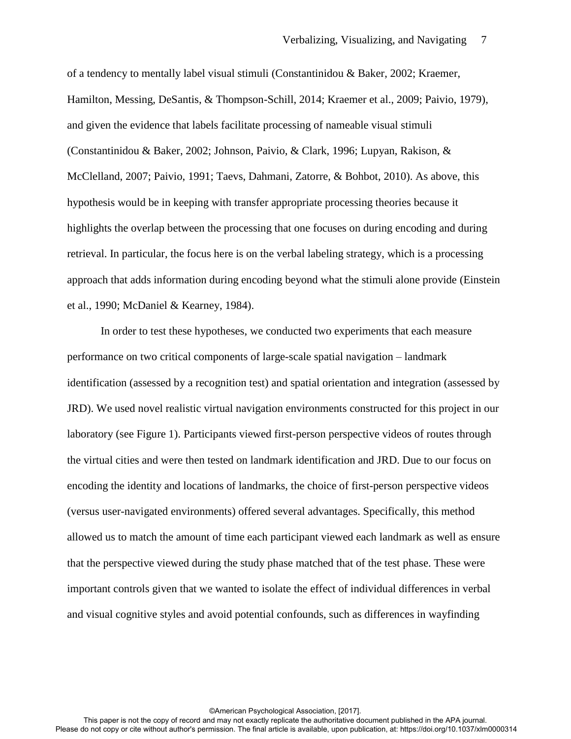of a tendency to mentally label visual stimuli (Constantinidou & Baker, 2002; Kraemer, Hamilton, Messing, DeSantis, & Thompson-Schill, 2014; Kraemer et al., 2009; Paivio, 1979), and given the evidence that labels facilitate processing of nameable visual stimuli (Constantinidou & Baker, 2002; Johnson, Paivio, & Clark, 1996; Lupyan, Rakison, & McClelland, 2007; Paivio, 1991; Taevs, Dahmani, Zatorre, & Bohbot, 2010). As above, this hypothesis would be in keeping with transfer appropriate processing theories because it highlights the overlap between the processing that one focuses on during encoding and during retrieval. In particular, the focus here is on the verbal labeling strategy, which is a processing approach that adds information during encoding beyond what the stimuli alone provide (Einstein et al., 1990; McDaniel & Kearney, 1984).

In order to test these hypotheses, we conducted two experiments that each measure performance on two critical components of large-scale spatial navigation – landmark identification (assessed by a recognition test) and spatial orientation and integration (assessed by JRD). We used novel realistic virtual navigation environments constructed for this project in our laboratory (see Figure 1). Participants viewed first-person perspective videos of routes through the virtual cities and were then tested on landmark identification and JRD. Due to our focus on encoding the identity and locations of landmarks, the choice of first-person perspective videos (versus user-navigated environments) offered several advantages. Specifically, this method allowed us to match the amount of time each participant viewed each landmark as well as ensure that the perspective viewed during the study phase matched that of the test phase. These were important controls given that we wanted to isolate the effect of individual differences in verbal and visual cognitive styles and avoid potential confounds, such as differences in wayfinding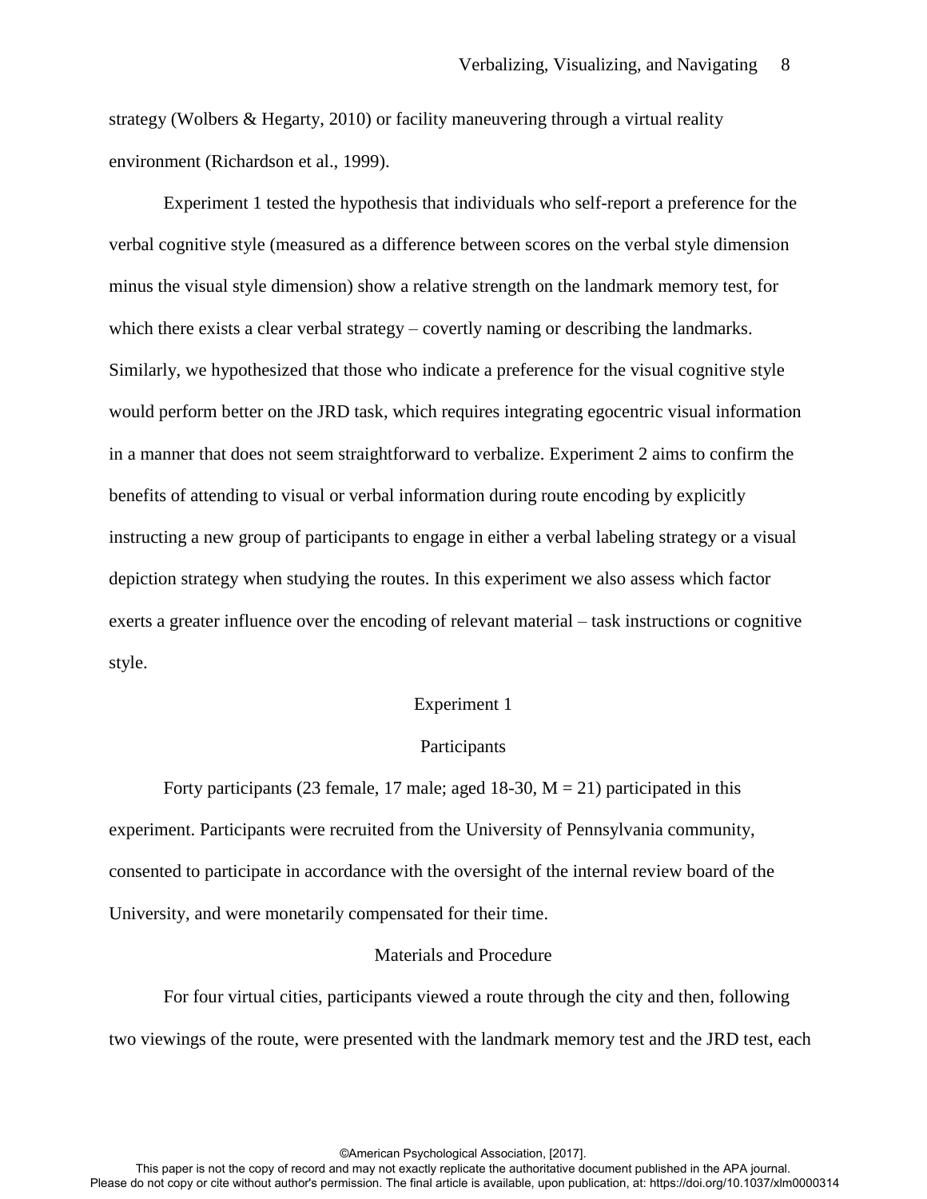strategy (Wolbers & Hegarty, 2010) or facility maneuvering through a virtual reality environment (Richardson et al., 1999).

Experiment 1 tested the hypothesis that individuals who self-report a preference for the verbal cognitive style (measured as a difference between scores on the verbal style dimension minus the visual style dimension) show a relative strength on the landmark memory test, for which there exists a clear verbal strategy – covertly naming or describing the landmarks. Similarly, we hypothesized that those who indicate a preference for the visual cognitive style would perform better on the JRD task, which requires integrating egocentric visual information in a manner that does not seem straightforward to verbalize. Experiment 2 aims to confirm the benefits of attending to visual or verbal information during route encoding by explicitly instructing a new group of participants to engage in either a verbal labeling strategy or a visual depiction strategy when studying the routes. In this experiment we also assess which factor exerts a greater influence over the encoding of relevant material – task instructions or cognitive style.

# Experiment 1

## Participants

Forty participants (23 female, 17 male; aged 18-30, M = 21) participated in this experiment. Participants were recruited from the University of Pennsylvania community, consented to participate in accordance with the oversight of the internal review board of the University, and were monetarily compensated for their time.

## Materials and Procedure

For four virtual cities, participants viewed a route through the city and then, following two viewings of the route, were presented with the landmark memory test and the JRD test, each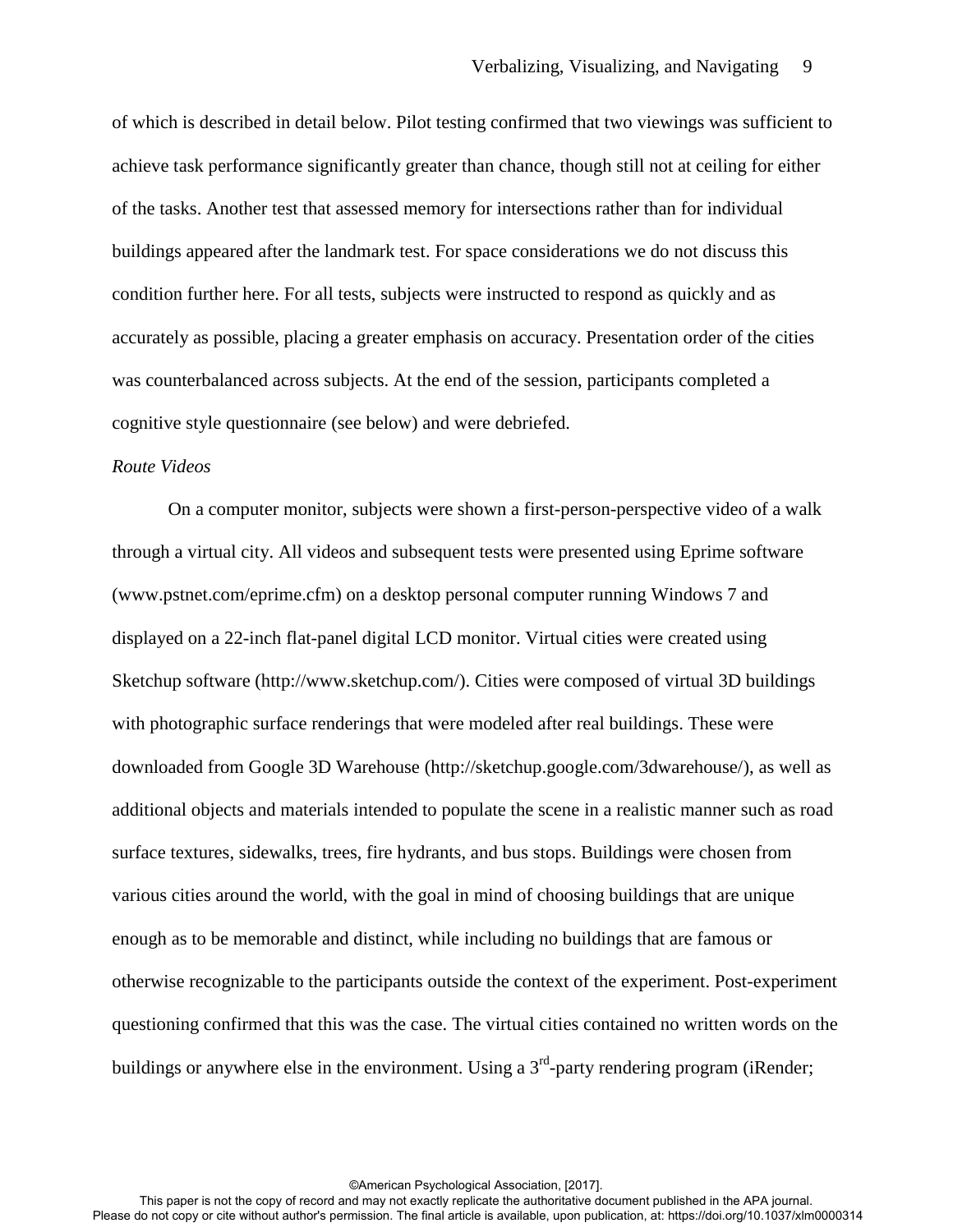of which is described in detail below. Pilot testing confirmed that two viewings was sufficient to achieve task performance significantly greater than chance, though still not at ceiling for either of the tasks. Another test that assessed memory for intersections rather than for individual buildings appeared after the landmark test. For space considerations we do not discuss this condition further here. For all tests, subjects were instructed to respond as quickly and as accurately as possible, placing a greater emphasis on accuracy. Presentation order of the cities was counterbalanced across subjects. At the end of the session, participants completed a cognitive style questionnaire (see below) and were debriefed.

*Route Videos*

On a computer monitor, subjects were shown a first-person-perspective video of a walk through a virtual city. All videos and subsequent tests were presented using Eprime software (www.pstnet.com/eprime.cfm) on a desktop personal computer running Windows 7 and displayed on a 22-inch flat-panel digital LCD monitor. Virtual cities were created using Sketchup software (http://www.sketchup.com/). Cities were composed of virtual 3D buildings with photographic surface renderings that were modeled after real buildings. These were downloaded from Google 3D Warehouse (http://sketchup.google.com/3dwarehouse/), as well as additional objects and materials intended to populate the scene in a realistic manner such as road surface textures, sidewalks, trees, fire hydrants, and bus stops. Buildings were chosen from various cities around the world, with the goal in mind of choosing buildings that are unique enough as to be memorable and distinct, while including no buildings that are famous or otherwise recognizable to the participants outside the context of the experiment. Post-experiment questioning confirmed that this was the case. The virtual cities contained no written words on the buildings or anywhere else in the environment. Using a 3rd-party rendering program (iRender;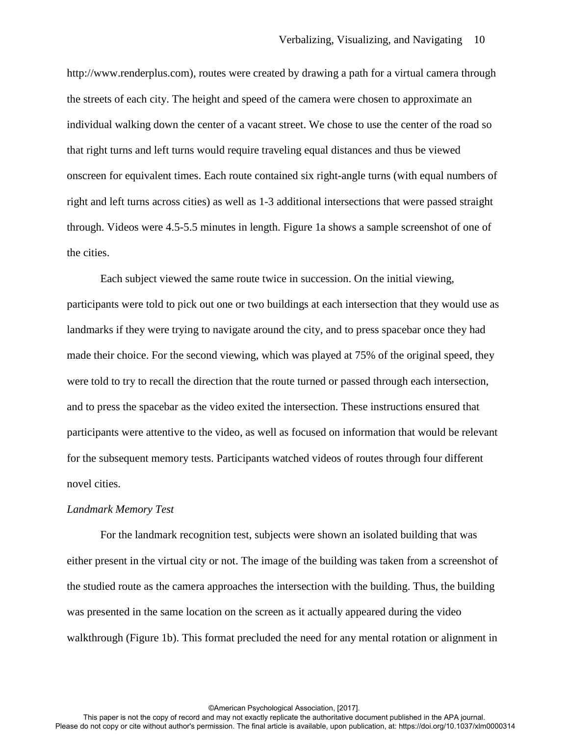http://www.renderplus.com), routes were created by drawing a path for a virtual camera through the streets of each city. The height and speed of the camera were chosen to approximate an individual walking down the center of a vacant street. We chose to use the center of the road so that right turns and left turns would require traveling equal distances and thus be viewed onscreen for equivalent times. Each route contained six right-angle turns (with equal numbers of right and left turns across cities) as well as 1-3 additional intersections that were passed straight through. Videos were 4.5-5.5 minutes in length. Figure 1a shows a sample screenshot of one of the cities.

Each subject viewed the same route twice in succession. On the initial viewing, participants were told to pick out one or two buildings at each intersection that they would use as landmarks if they were trying to navigate around the city, and to press spacebar once they had made their choice. For the second viewing, which was played at 75% of the original speed, they were told to try to recall the direction that the route turned or passed through each intersection, and to press the spacebar as the video exited the intersection. These instructions ensured that participants were attentive to the video, as well as focused on information that would be relevant for the subsequent memory tests. Participants watched videos of routes through four different novel cities.

*Landmark Memory Test*

For the landmark recognition test, subjects were shown an isolated building that was either present in the virtual city or not. The image of the building was taken from a screenshot of the studied route as the camera approaches the intersection with the building. Thus, the building was presented in the same location on the screen as it actually appeared during the video walkthrough (Figure 1b). This format precluded the need for any mental rotation or alignment in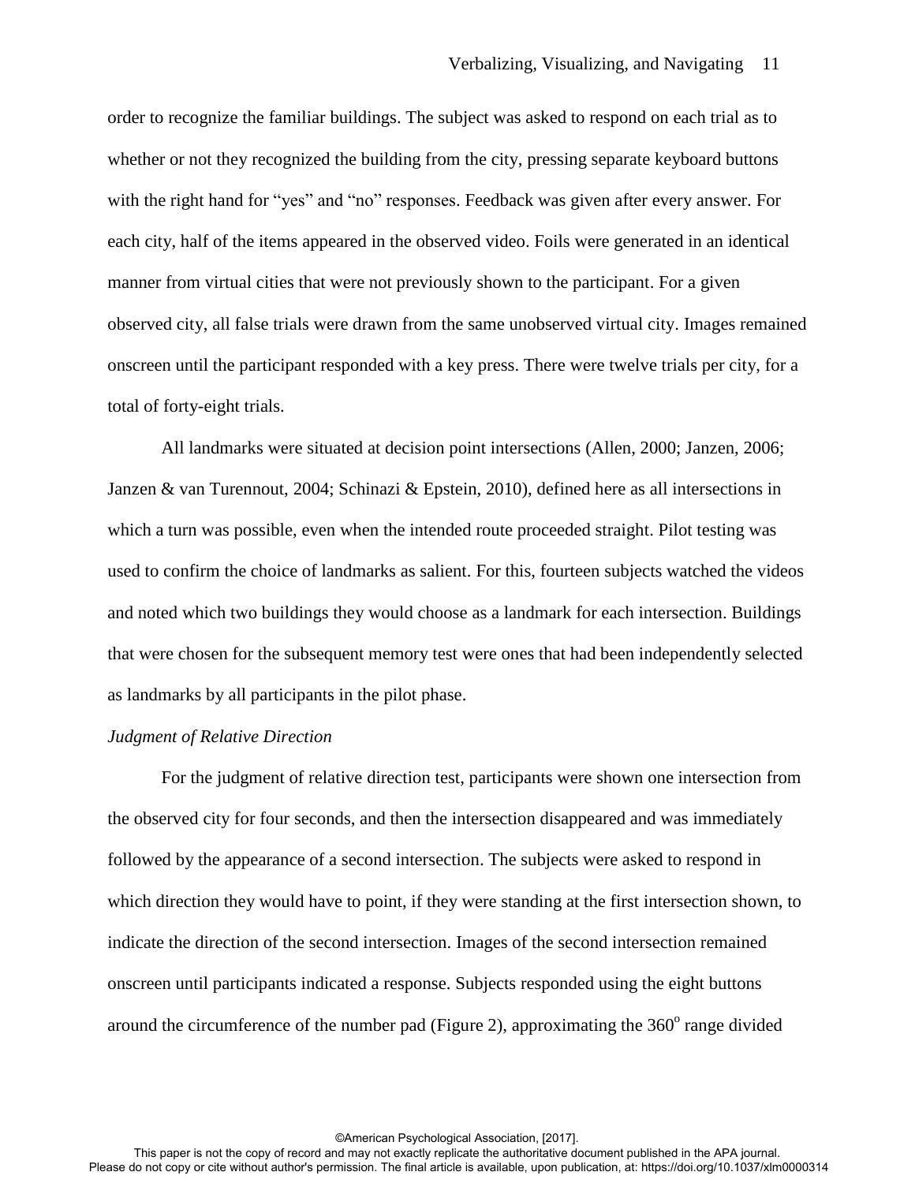order to recognize the familiar buildings. The subject was asked to respond on each trial as to whether or not they recognized the building from the city, pressing separate keyboard buttons with the right hand for "yes" and "no" responses. Feedback was given after every answer. For each city, half of the items appeared in the observed video. Foils were generated in an identical manner from virtual cities that were not previously shown to the participant. For a given observed city, all false trials were drawn from the same unobserved virtual city. Images remained onscreen until the participant responded with a key press. There were twelve trials per city, for a total of forty-eight trials.

All landmarks were situated at decision point intersections (Allen, 2000; Janzen, 2006; Janzen & van Turennout, 2004; Schinazi & Epstein, 2010), defined here as all intersections in which a turn was possible, even when the intended route proceeded straight. Pilot testing was used to confirm the choice of landmarks as salient. For this, fourteen subjects watched the videos and noted which two buildings they would choose as a landmark for each intersection. Buildings that were chosen for the subsequent memory test were ones that had been independently selected as landmarks by all participants in the pilot phase.

*Judgment of Relative Direction*

For the judgment of relative direction test, participants were shown one intersection from the observed city for four seconds, and then the intersection disappeared and was immediately followed by the appearance of a second intersection. The subjects were asked to respond in which direction they would have to point, if they were standing at the first intersection shown, to indicate the direction of the second intersection. Images of the second intersection remained onscreen until participants indicated a response. Subjects responded using the eight buttons around the circumference of the number pad (Figure 2), approximating the 360$^{o}$ range divided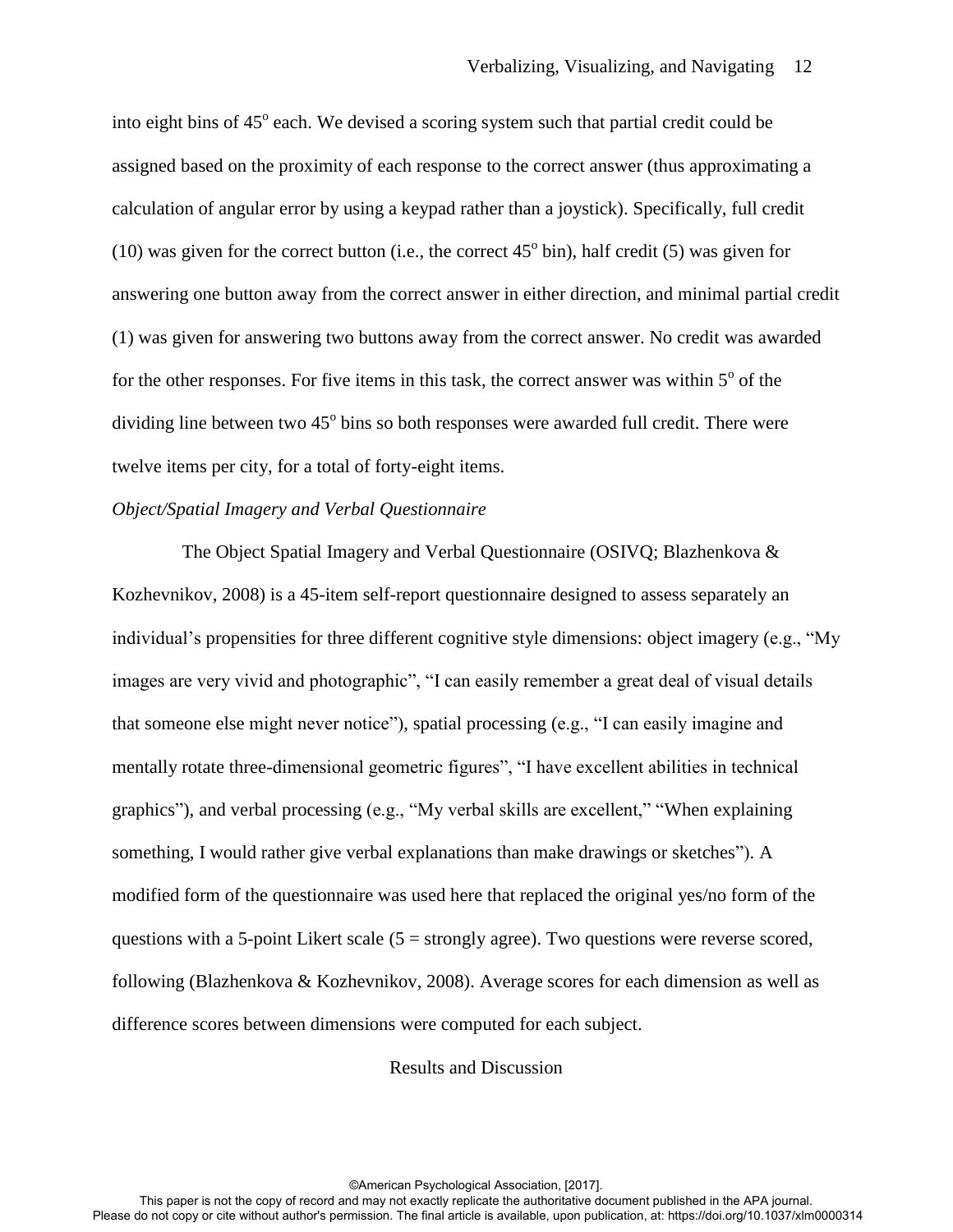into eight bins of 45$^{o}$ each. We devised a scoring system such that partial credit could be assigned based on the proximity of each response to the correct answer (thus approximating a calculation of angular error by using a keypad rather than a joystick). Specifically, full credit (10) was given for the correct button (i.e., the correct 45$^{o}$ bin), half credit (5) was given for answering one button away from the correct answer in either direction, and minimal partial credit (1) was given for answering two buttons away from the correct answer. No credit was awarded for the other responses. For five items in this task, the correct answer was within 5$^{o}$ of the dividing line between two 45$^{o}$ bins so both responses were awarded full credit. There were twelve items per city, for a total of forty-eight items.

*Object/Spatial Imagery and Verbal Questionnaire*

The Object Spatial Imagery and Verbal Questionnaire (OSIVQ; Blazhenkova & Kozhevnikov, 2008) is a 45-item self-report questionnaire designed to assess separately an individual's propensities for three different cognitive style dimensions: object imagery (e.g., "My images are very vivid and photographic", "I can easily remember a great deal of visual details that someone else might never notice"), spatial processing (e.g., "I can easily imagine and mentally rotate three-dimensional geometric figures", "I have excellent abilities in technical graphics"), and verbal processing (e.g., "My verbal skills are excellent," "When explaining something, I would rather give verbal explanations than make drawings or sketches"). A modified form of the questionnaire was used here that replaced the original yes/no form of the questions with a 5-point Likert scale (5 = strongly agree). Two questions were reverse scored, following (Blazhenkova & Kozhevnikov, 2008). Average scores for each dimension as well as difference scores between dimensions were computed for each subject.

## Results and Discussion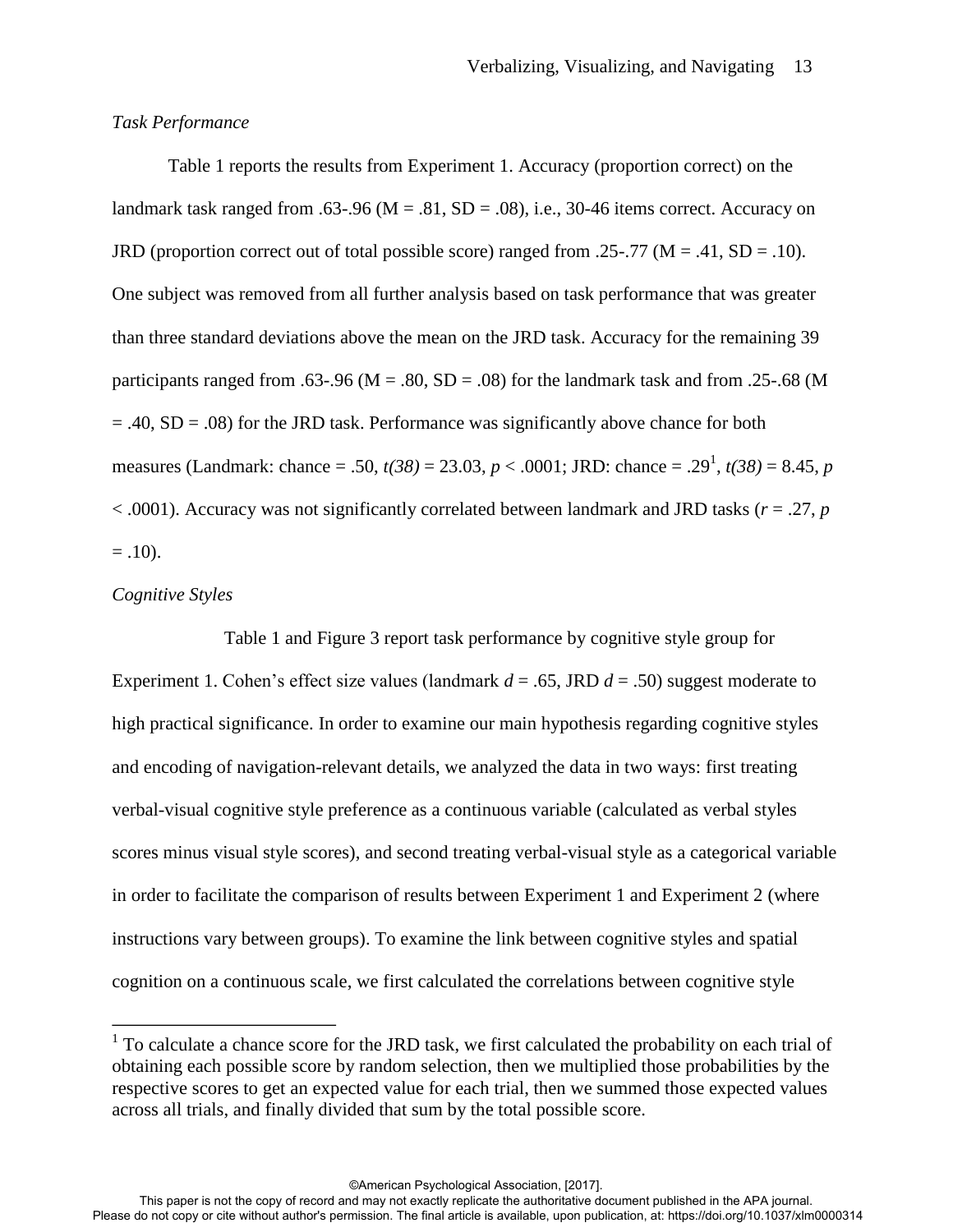*Task Performance*

Table 1 reports the results from Experiment 1. Accuracy (proportion correct) on the landmark task ranged from .63-.96 (M = .81, SD = .08), i.e., 30-46 items correct. Accuracy on JRD (proportion correct out of total possible score) ranged from .25-.77 (M = .41, SD = .10). One subject was removed from all further analysis based on task performance that was greater than three standard deviations above the mean on the JRD task. Accuracy for the remaining 39 participants ranged from .63-.96 (M = .80, SD = .08) for the landmark task and from .25-.68 (M = .40, SD = .08) for the JRD task. Performance was significantly above chance for both measures (Landmark: chance = .50, $t(38) = 23.03$, $p < .0001$; JRD: chance = .29[1], $t(38) = 8.45$, $p < .0001$). Accuracy was not significantly correlated between landmark and JRD tasks ($r = .27$, $p = .10$).

*Cognitive Styles*

Table 1 and Figure 3 report task performance by cognitive style group for Experiment 1. Cohen's effect size values (landmark $d = .65$, JRD $d = .50$) suggest moderate to high practical significance. In order to examine our main hypothesis regarding cognitive styles and encoding of navigation-relevant details, we analyzed the data in two ways: first treating verbal-visual cognitive style preference as a continuous variable (calculated as verbal styles scores minus visual style scores), and second treating verbal-visual style as a categorical variable in order to facilitate the comparison of results between Experiment 1 and Experiment 2 (where instructions vary between groups). To examine the link between cognitive styles and spatial cognition on a continuous scale, we first calculated the correlations between cognitive style

[1] To calculate a chance score for the JRD task, we first calculated the probability on each trial of obtaining each possible score by random selection, then we multiplied those probabilities by the respective scores to get an expected value for each trial, then we summed those expected values across all trials, and finally divided that sum by the total possible score.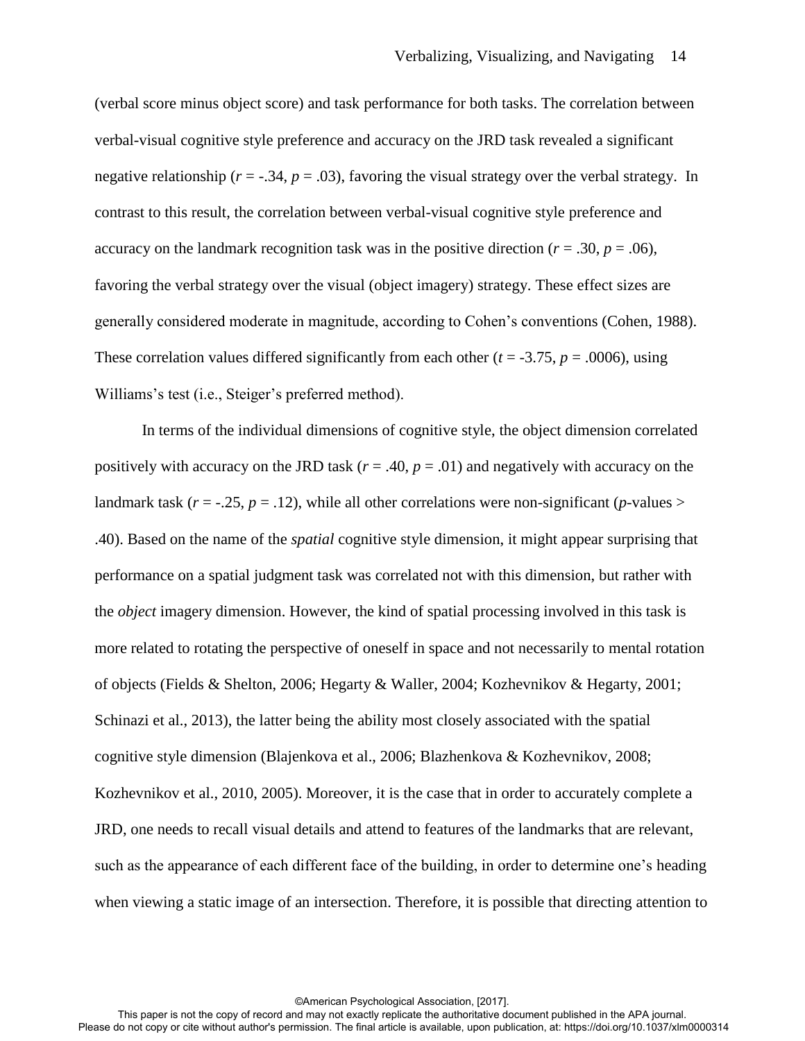(verbal score minus object score) and task performance for both tasks. The correlation between verbal-visual cognitive style preference and accuracy on the JRD task revealed a significant negative relationship ($r$ = -.34, $p$ = .03), favoring the visual strategy over the verbal strategy. In contrast to this result, the correlation between verbal-visual cognitive style preference and accuracy on the landmark recognition task was in the positive direction ($r$ = .30, $p$ = .06), favoring the verbal strategy over the visual (object imagery) strategy. These effect sizes are generally considered moderate in magnitude, according to Cohen's conventions (Cohen, 1988). These correlation values differed significantly from each other ($t$ = -3.75, $p$ = .0006), using Williams's test (i.e., Steiger's preferred method).

In terms of the individual dimensions of cognitive style, the object dimension correlated positively with accuracy on the JRD task ($r$ = .40, $p$ = .01) and negatively with accuracy on the landmark task ($r$ = -.25, $p$ = .12), while all other correlations were non-significant ($p$-values > .40). Based on the name of the *spatial* cognitive style dimension, it might appear surprising that performance on a spatial judgment task was correlated not with this dimension, but rather with the *object* imagery dimension. However, the kind of spatial processing involved in this task is more related to rotating the perspective of oneself in space and not necessarily to mental rotation of objects (Fields & Shelton, 2006; Hegarty & Waller, 2004; Kozhevnikov & Hegarty, 2001; Schinazi et al., 2013), the latter being the ability most closely associated with the spatial cognitive style dimension (Blajenkova et al., 2006; Blazhenkova & Kozhevnikov, 2008; Kozhevnikov et al., 2010, 2005). Moreover, it is the case that in order to accurately complete a JRD, one needs to recall visual details and attend to features of the landmarks that are relevant, such as the appearance of each different face of the building, in order to determine one's heading when viewing a static image of an intersection. Therefore, it is possible that directing attention to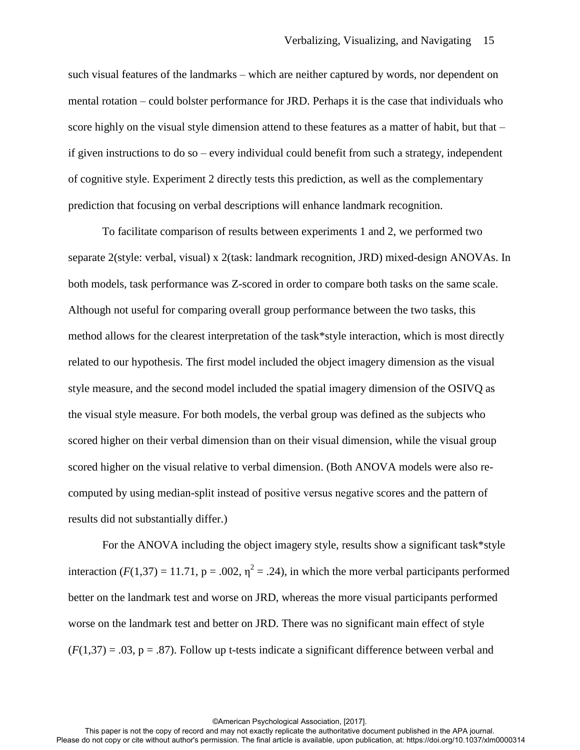such visual features of the landmarks – which are neither captured by words, nor dependent on mental rotation – could bolster performance for JRD. Perhaps it is the case that individuals who score highly on the visual style dimension attend to these features as a matter of habit, but that – if given instructions to do so – every individual could benefit from such a strategy, independent of cognitive style. Experiment 2 directly tests this prediction, as well as the complementary prediction that focusing on verbal descriptions will enhance landmark recognition.

To facilitate comparison of results between experiments 1 and 2, we performed two separate 2(style: verbal, visual) x 2(task: landmark recognition, JRD) mixed-design ANOVAs. In both models, task performance was Z-scored in order to compare both tasks on the same scale. Although not useful for comparing overall group performance between the two tasks, this method allows for the clearest interpretation of the task*style interaction, which is most directly related to our hypothesis. The first model included the object imagery dimension as the visual style measure, and the second model included the spatial imagery dimension of the OSIVQ as the visual style measure. For both models, the verbal group was defined as the subjects who scored higher on their verbal dimension than on their visual dimension, while the visual group scored higher on the visual relative to verbal dimension. (Both ANOVA models were also re-computed by using median-split instead of positive versus negative scores and the pattern of results did not substantially differ.)

For the ANOVA including the object imagery style, results show a significant task*style interaction ($F(1,37) = 11.71$, $p = .002$, $\eta^2 = .24$), in which the more verbal participants performed better on the landmark test and worse on JRD, whereas the more visual participants performed worse on the landmark test and better on JRD. There was no significant main effect of style ($F(1,37) = .03$, $p = .87$). Follow up t-tests indicate a significant difference between verbal and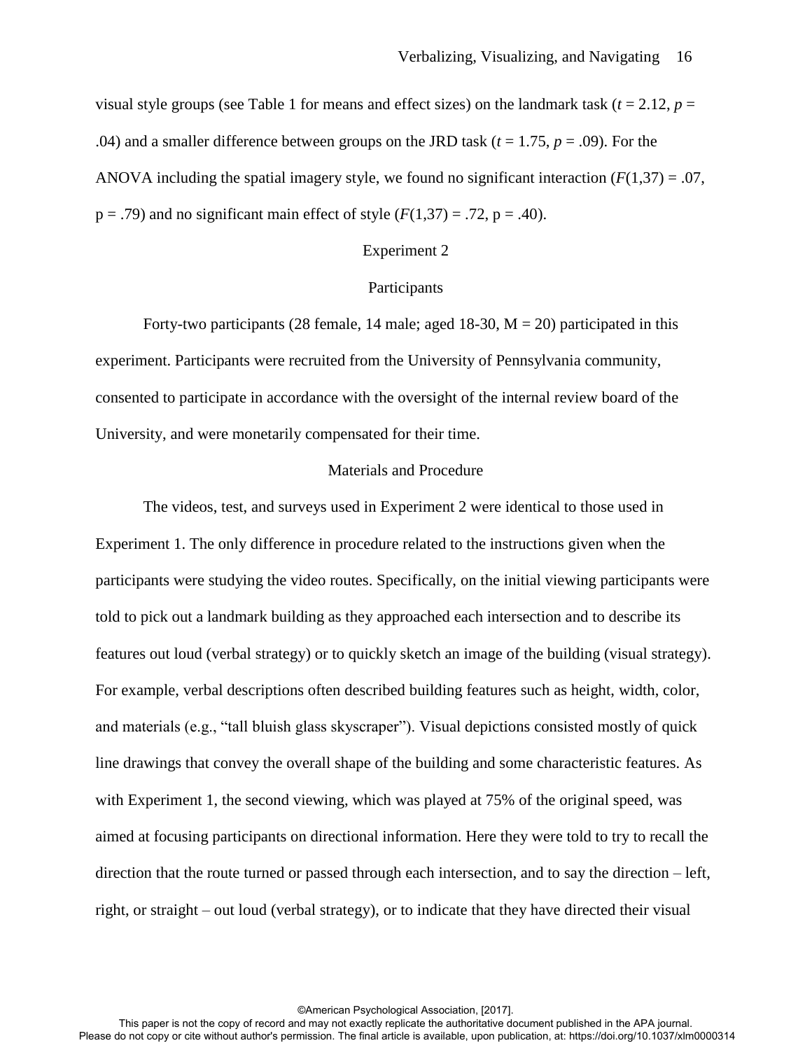visual style groups (see Table 1 for means and effect sizes) on the landmark task ($t = 2.12$, $p = .04$) and a smaller difference between groups on the JRD task ($t = 1.75$, $p = .09$). For the ANOVA including the spatial imagery style, we found no significant interaction ($F(1,37) = .07$, $p = .79$) and no significant main effect of style ($F(1,37) = .72$, $p = .40$).

## Experiment 2

### Participants

Forty-two participants (28 female, 14 male; aged 18-30, M = 20) participated in this experiment. Participants were recruited from the University of Pennsylvania community, consented to participate in accordance with the oversight of the internal review board of the University, and were monetarily compensated for their time.

### Materials and Procedure

The videos, test, and surveys used in Experiment 2 were identical to those used in Experiment 1. The only difference in procedure related to the instructions given when the participants were studying the video routes. Specifically, on the initial viewing participants were told to pick out a landmark building as they approached each intersection and to describe its features out loud (verbal strategy) or to quickly sketch an image of the building (visual strategy). For example, verbal descriptions often described building features such as height, width, color, and materials (e.g., "tall bluish glass skyscraper"). Visual depictions consisted mostly of quick line drawings that convey the overall shape of the building and some characteristic features. As with Experiment 1, the second viewing, which was played at 75% of the original speed, was aimed at focusing participants on directional information. Here they were told to try to recall the direction that the route turned or passed through each intersection, and to say the direction – left, right, or straight – out loud (verbal strategy), or to indicate that they have directed their visual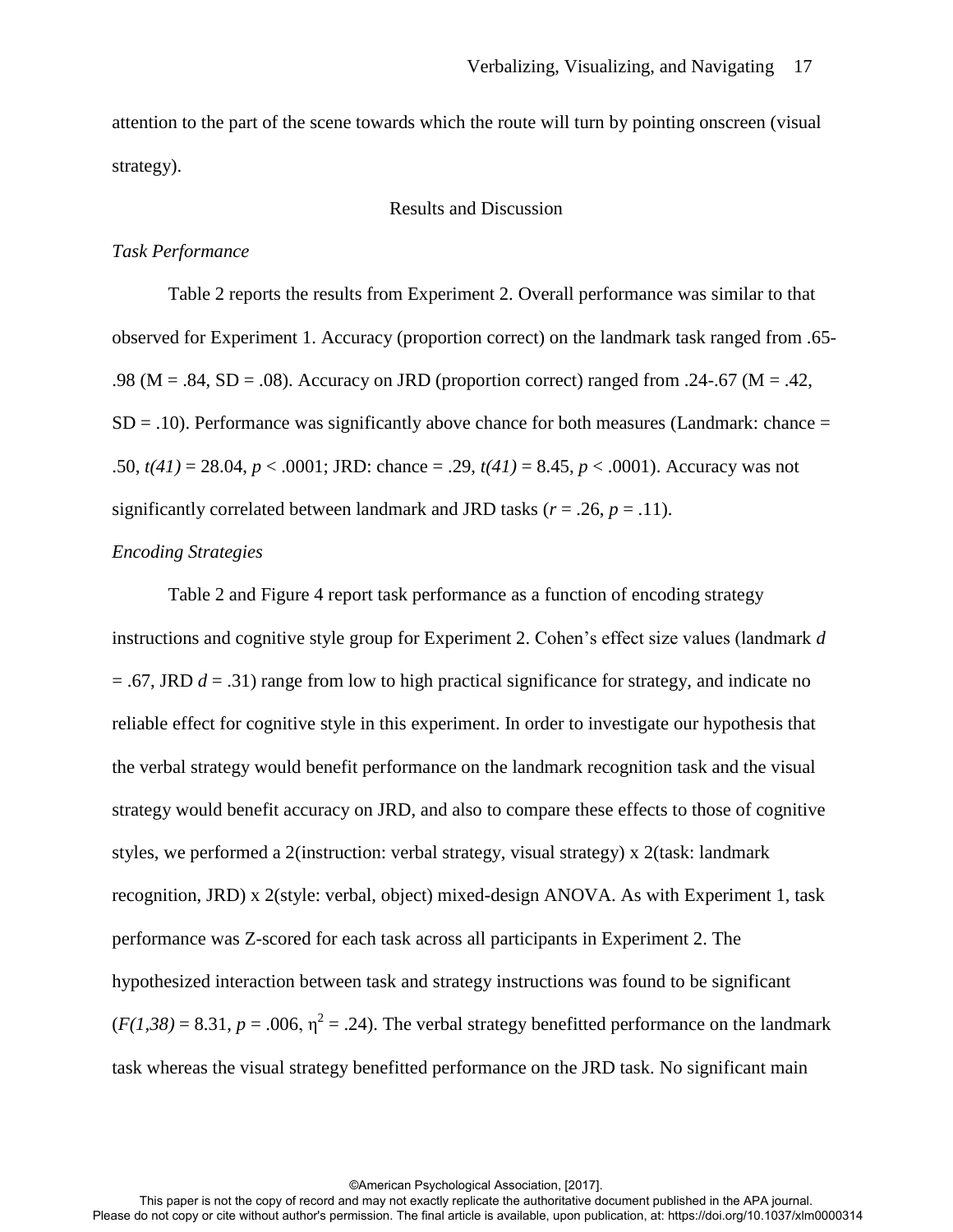attention to the part of the scene towards which the route will turn by pointing onscreen (visual strategy).

## Results and Discussion

### *Task Performance*

Table 2 reports the results from Experiment 2. Overall performance was similar to that observed for Experiment 1. Accuracy (proportion correct) on the landmark task ranged from .65-.98 (M = .84, SD = .08). Accuracy on JRD (proportion correct) ranged from .24-.67 (M = .42, SD = .10). Performance was significantly above chance for both measures (Landmark: chance = .50, $t(41) = 28.04$, $p < .0001$; JRD: chance = .29, $t(41) = 8.45$, $p < .0001$). Accuracy was not significantly correlated between landmark and JRD tasks ($r = .26$, $p = .11$).

### *Encoding Strategies*

Table 2 and Figure 4 report task performance as a function of encoding strategy instructions and cognitive style group for Experiment 2. Cohen's effect size values (landmark $d = .67$, JRD $d = .31$) range from low to high practical significance for strategy, and indicate no reliable effect for cognitive style in this experiment. In order to investigate our hypothesis that the verbal strategy would benefit performance on the landmark recognition task and the visual strategy would benefit accuracy on JRD, and also to compare these effects to those of cognitive styles, we performed a 2(instruction: verbal strategy, visual strategy) x 2(task: landmark recognition, JRD) x 2(style: verbal, object) mixed-design ANOVA. As with Experiment 1, task performance was Z-scored for each task across all participants in Experiment 2. The hypothesized interaction between task and strategy instructions was found to be significant ($F(1,38) = 8.31$, $p = .006$, $\eta^2 = .24$). The verbal strategy benefitted performance on the landmark task whereas the visual strategy benefitted performance on the JRD task. No significant main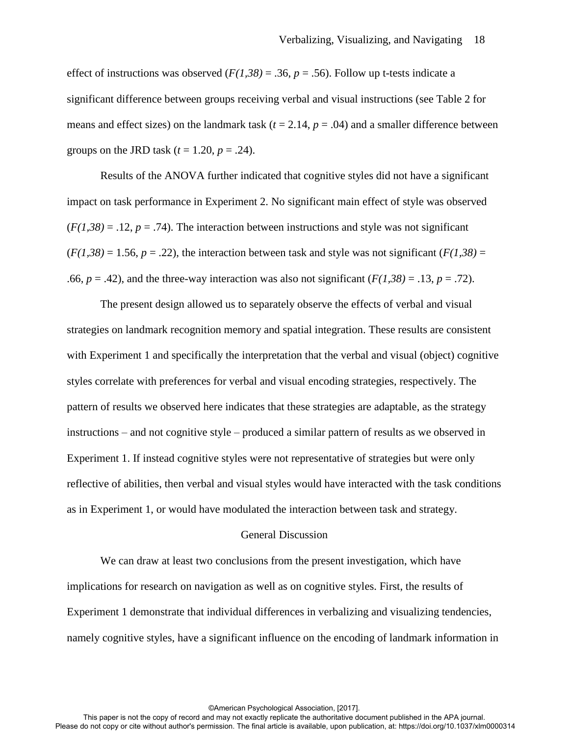effect of instructions was observed ($F(1,38) = .36$, $p = .56$). Follow up t-tests indicate a significant difference between groups receiving verbal and visual instructions (see Table 2 for means and effect sizes) on the landmark task ($t = 2.14$, $p = .04$) and a smaller difference between groups on the JRD task ($t = 1.20$, $p = .24$).

Results of the ANOVA further indicated that cognitive styles did not have a significant impact on task performance in Experiment 2. No significant main effect of style was observed ($F(1,38) = .12$, $p = .74$). The interaction between instructions and style was not significant ($F(1,38) = 1.56$, $p = .22$), the interaction between task and style was not significant ($F(1,38) = .66$, $p = .42$), and the three-way interaction was also not significant ($F(1,38) = .13$, $p = .72$).

The present design allowed us to separately observe the effects of verbal and visual strategies on landmark recognition memory and spatial integration. These results are consistent with Experiment 1 and specifically the interpretation that the verbal and visual (object) cognitive styles correlate with preferences for verbal and visual encoding strategies, respectively. The pattern of results we observed here indicates that these strategies are adaptable, as the strategy instructions – and not cognitive style – produced a similar pattern of results as we observed in Experiment 1. If instead cognitive styles were not representative of strategies but were only reflective of abilities, then verbal and visual styles would have interacted with the task conditions as in Experiment 1, or would have modulated the interaction between task and strategy.

## General Discussion

We can draw at least two conclusions from the present investigation, which have implications for research on navigation as well as on cognitive styles. First, the results of Experiment 1 demonstrate that individual differences in verbalizing and visualizing tendencies, namely cognitive styles, have a significant influence on the encoding of landmark information in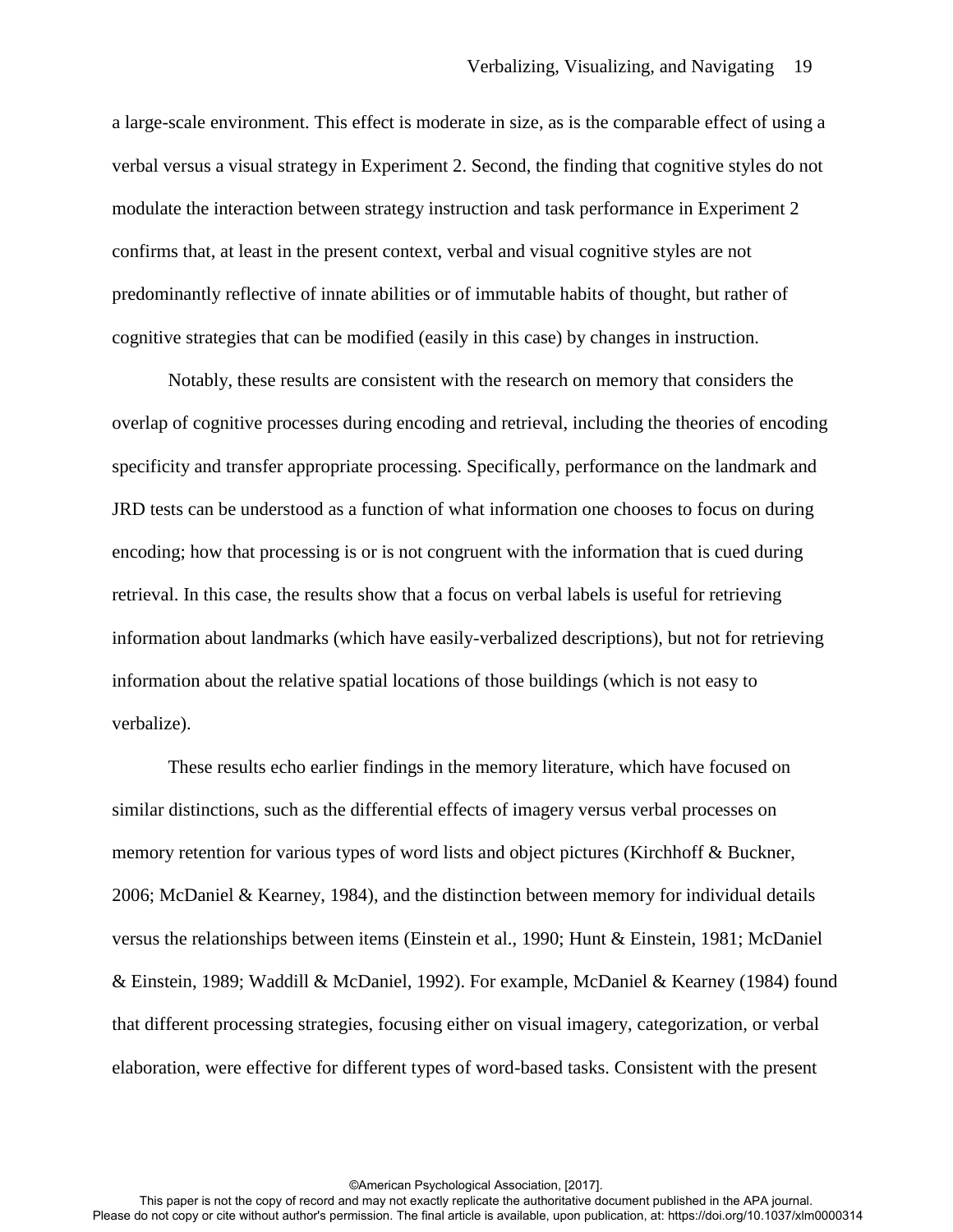a large-scale environment. This effect is moderate in size, as is the comparable effect of using a verbal versus a visual strategy in Experiment 2. Second, the finding that cognitive styles do not modulate the interaction between strategy instruction and task performance in Experiment 2 confirms that, at least in the present context, verbal and visual cognitive styles are not predominantly reflective of innate abilities or of immutable habits of thought, but rather of cognitive strategies that can be modified (easily in this case) by changes in instruction.

Notably, these results are consistent with the research on memory that considers the overlap of cognitive processes during encoding and retrieval, including the theories of encoding specificity and transfer appropriate processing. Specifically, performance on the landmark and JRD tests can be understood as a function of what information one chooses to focus on during encoding; how that processing is or is not congruent with the information that is cued during retrieval. In this case, the results show that a focus on verbal labels is useful for retrieving information about landmarks (which have easily-verbalized descriptions), but not for retrieving information about the relative spatial locations of those buildings (which is not easy to verbalize).

These results echo earlier findings in the memory literature, which have focused on similar distinctions, such as the differential effects of imagery versus verbal processes on memory retention for various types of word lists and object pictures (Kirchhoff & Buckner, 2006; McDaniel & Kearney, 1984), and the distinction between memory for individual details versus the relationships between items (Einstein et al., 1990; Hunt & Einstein, 1981; McDaniel & Einstein, 1989; Waddill & McDaniel, 1992). For example, McDaniel & Kearney (1984) found that different processing strategies, focusing either on visual imagery, categorization, or verbal elaboration, were effective for different types of word-based tasks. Consistent with the present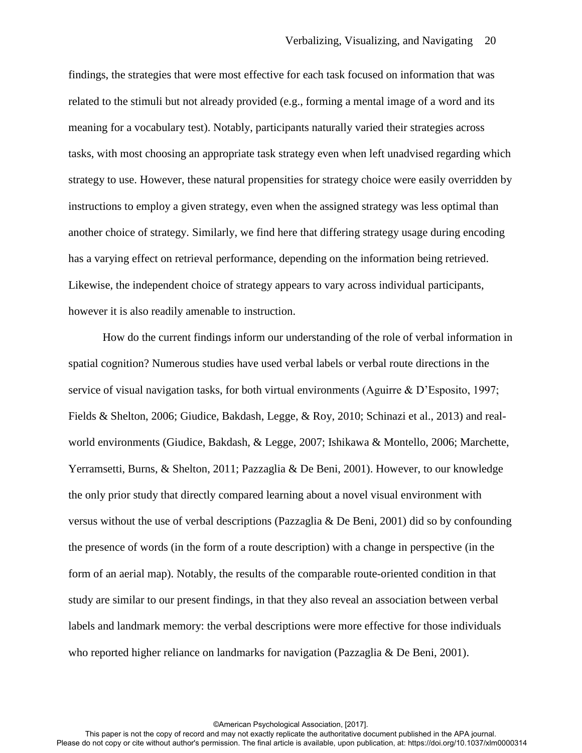findings, the strategies that were most effective for each task focused on information that was related to the stimuli but not already provided (e.g., forming a mental image of a word and its meaning for a vocabulary test). Notably, participants naturally varied their strategies across tasks, with most choosing an appropriate task strategy even when left unadvised regarding which strategy to use. However, these natural propensities for strategy choice were easily overridden by instructions to employ a given strategy, even when the assigned strategy was less optimal than another choice of strategy. Similarly, we find here that differing strategy usage during encoding has a varying effect on retrieval performance, depending on the information being retrieved. Likewise, the independent choice of strategy appears to vary across individual participants, however it is also readily amenable to instruction.

How do the current findings inform our understanding of the role of verbal information in spatial cognition? Numerous studies have used verbal labels or verbal route directions in the service of visual navigation tasks, for both virtual environments (Aguirre & D'Esposito, 1997; Fields & Shelton, 2006; Giudice, Bakdash, Legge, & Roy, 2010; Schinazi et al., 2013) and real-world environments (Giudice, Bakdash, & Legge, 2007; Ishikawa & Montello, 2006; Marchette, Yerramsetti, Burns, & Shelton, 2011; Pazzaglia & De Beni, 2001). However, to our knowledge the only prior study that directly compared learning about a novel visual environment with versus without the use of verbal descriptions (Pazzaglia & De Beni, 2001) did so by confounding the presence of words (in the form of a route description) with a change in perspective (in the form of an aerial map). Notably, the results of the comparable route-oriented condition in that study are similar to our present findings, in that they also reveal an association between verbal labels and landmark memory: the verbal descriptions were more effective for those individuals who reported higher reliance on landmarks for navigation (Pazzaglia & De Beni, 2001).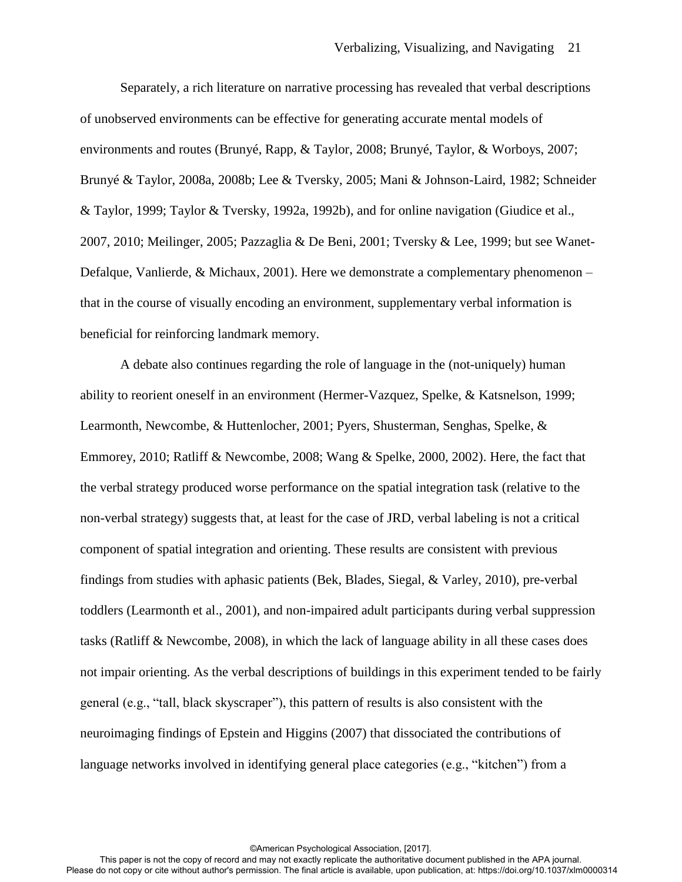Separately, a rich literature on narrative processing has revealed that verbal descriptions of unobserved environments can be effective for generating accurate mental models of environments and routes (Brunyé, Rapp, & Taylor, 2008; Brunyé, Taylor, & Worboys, 2007; Brunyé & Taylor, 2008a, 2008b; Lee & Tversky, 2005; Mani & Johnson-Laird, 1982; Schneider & Taylor, 1999; Taylor & Tversky, 1992a, 1992b), and for online navigation (Giudice et al., 2007, 2010; Meilinger, 2005; Pazzaglia & De Beni, 2001; Tversky & Lee, 1999; but see Wanet-Defalque, Vanlierde, & Michaux, 2001). Here we demonstrate a complementary phenomenon – that in the course of visually encoding an environment, supplementary verbal information is beneficial for reinforcing landmark memory.

A debate also continues regarding the role of language in the (not-uniquely) human ability to reorient oneself in an environment (Hermer-Vazquez, Spelke, & Katsnelson, 1999; Learmonth, Newcombe, & Huttenlocher, 2001; Pyers, Shusterman, Senghas, Spelke, & Emmorey, 2010; Ratliff & Newcombe, 2008; Wang & Spelke, 2000, 2002). Here, the fact that the verbal strategy produced worse performance on the spatial integration task (relative to the non-verbal strategy) suggests that, at least for the case of JRD, verbal labeling is not a critical component of spatial integration and orienting. These results are consistent with previous findings from studies with aphasic patients (Bek, Blades, Siegal, & Varley, 2010), pre-verbal toddlers (Learmonth et al., 2001), and non-impaired adult participants during verbal suppression tasks (Ratliff & Newcombe, 2008), in which the lack of language ability in all these cases does not impair orienting. As the verbal descriptions of buildings in this experiment tended to be fairly general (e.g., "tall, black skyscraper"), this pattern of results is also consistent with the neuroimaging findings of Epstein and Higgins (2007) that dissociated the contributions of language networks involved in identifying general place categories (e.g., "kitchen") from a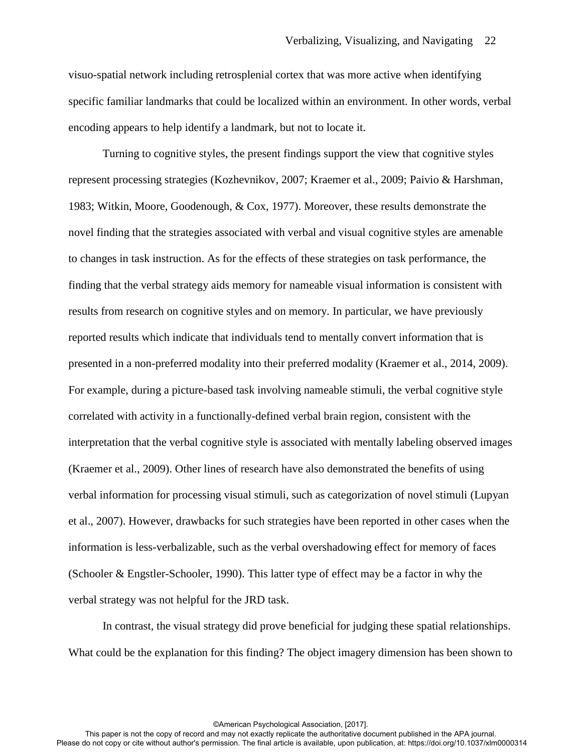visuo-spatial network including retrosplenial cortex that was more active when identifying specific familiar landmarks that could be localized within an environment. In other words, verbal encoding appears to help identify a landmark, but not to locate it.

Turning to cognitive styles, the present findings support the view that cognitive styles represent processing strategies (Kozhevnikov, 2007; Kraemer et al., 2009; Paivio & Harshman, 1983; Witkin, Moore, Goodenough, & Cox, 1977). Moreover, these results demonstrate the novel finding that the strategies associated with verbal and visual cognitive styles are amenable to changes in task instruction. As for the effects of these strategies on task performance, the finding that the verbal strategy aids memory for nameable visual information is consistent with results from research on cognitive styles and on memory. In particular, we have previously reported results which indicate that individuals tend to mentally convert information that is presented in a non-preferred modality into their preferred modality (Kraemer et al., 2014, 2009). For example, during a picture-based task involving nameable stimuli, the verbal cognitive style correlated with activity in a functionally-defined verbal brain region, consistent with the interpretation that the verbal cognitive style is associated with mentally labeling observed images (Kraemer et al., 2009). Other lines of research have also demonstrated the benefits of using verbal information for processing visual stimuli, such as categorization of novel stimuli (Lupyan et al., 2007). However, drawbacks for such strategies have been reported in other cases when the information is less-verbalizable, such as the verbal overshadowing effect for memory of faces (Schooler & Engstler-Schooler, 1990). This latter type of effect may be a factor in why the verbal strategy was not helpful for the JRD task.

In contrast, the visual strategy did prove beneficial for judging these spatial relationships. What could be the explanation for this finding? The object imagery dimension has been shown to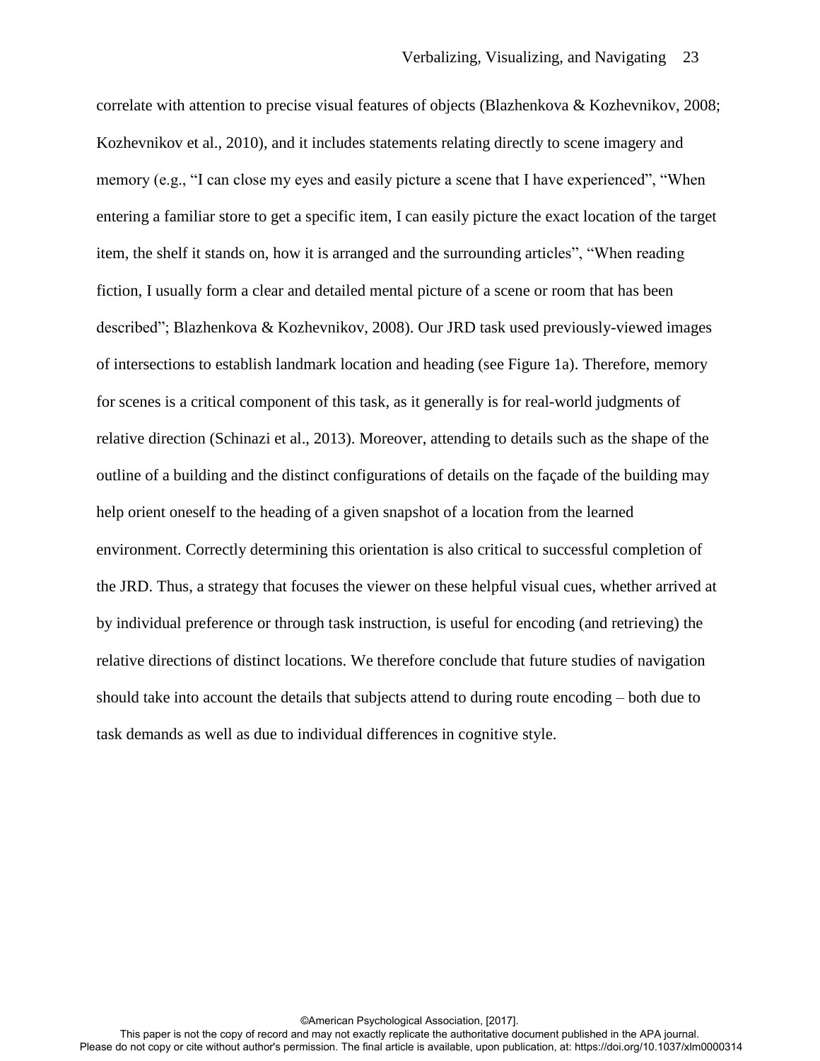correlate with attention to precise visual features of objects (Blazhenkova & Kozhevnikov, 2008; Kozhevnikov et al., 2010), and it includes statements relating directly to scene imagery and memory (e.g., “I can close my eyes and easily picture a scene that I have experienced”, “When entering a familiar store to get a specific item, I can easily picture the exact location of the target item, the shelf it stands on, how it is arranged and the surrounding articles”, “When reading fiction, I usually form a clear and detailed mental picture of a scene or room that has been described”; Blazhenkova & Kozhevnikov, 2008). Our JRD task used previously-viewed images of intersections to establish landmark location and heading (see Figure 1a). Therefore, memory for scenes is a critical component of this task, as it generally is for real-world judgments of relative direction (Schinazi et al., 2013). Moreover, attending to details such as the shape of the outline of a building and the distinct configurations of details on the façade of the building may help orient oneself to the heading of a given snapshot of a location from the learned environment. Correctly determining this orientation is also critical to successful completion of the JRD. Thus, a strategy that focuses the viewer on these helpful visual cues, whether arrived at by individual preference or through task instruction, is useful for encoding (and retrieving) the relative directions of distinct locations. We therefore conclude that future studies of navigation should take into account the details that subjects attend to during route encoding – both due to task demands as well as due to individual differences in cognitive style.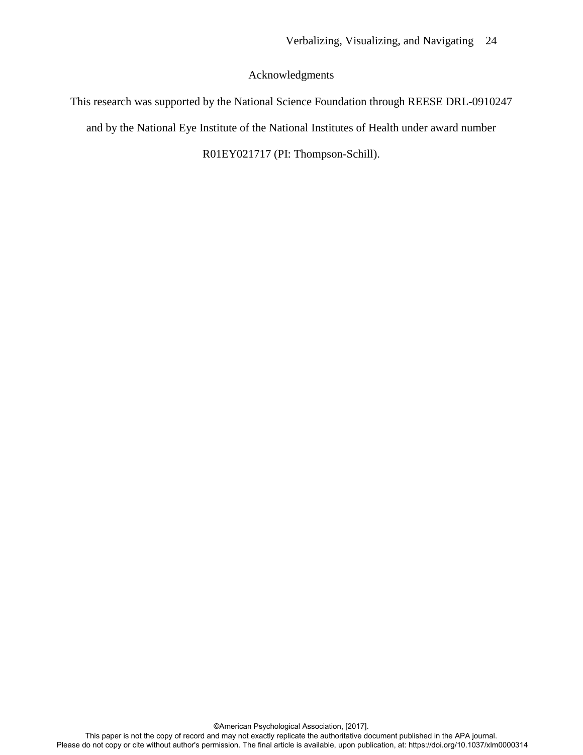# Acknowledgments

This research was supported by the National Science Foundation through REESE DRL-0910247 and by the National Eye Institute of the National Institutes of Health under award number R01EY021717 (PI: Thompson-Schill).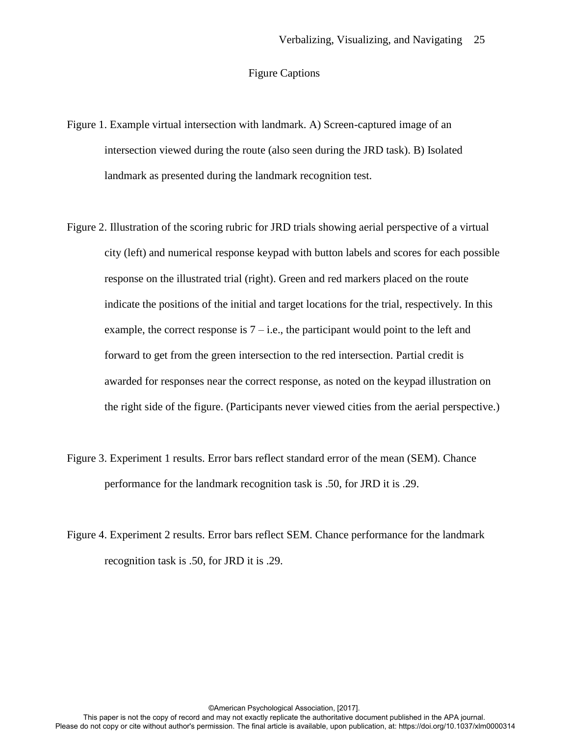## Figure Captions

Figure 1. Example virtual intersection with landmark. A) Screen-captured image of an intersection viewed during the route (also seen during the JRD task). B) Isolated landmark as presented during the landmark recognition test.

Figure 2. Illustration of the scoring rubric for JRD trials showing aerial perspective of a virtual city (left) and numerical response keypad with button labels and scores for each possible response on the illustrated trial (right). Green and red markers placed on the route indicate the positions of the initial and target locations for the trial, respectively. In this example, the correct response is 7 – i.e., the participant would point to the left and forward to get from the green intersection to the red intersection. Partial credit is awarded for responses near the correct response, as noted on the keypad illustration on the right side of the figure. (Participants never viewed cities from the aerial perspective.)

Figure 3. Experiment 1 results. Error bars reflect standard error of the mean (SEM). Chance performance for the landmark recognition task is .50, for JRD it is .29.

Figure 4. Experiment 2 results. Error bars reflect SEM. Chance performance for the landmark recognition task is .50, for JRD it is .29.

©American Psychological Association, [2017].
This paper is not the copy of record and may not exactly replicate the authoritative document published in the APA journal.
Please do not copy or cite without author's permission. The final article is available, upon publication, at: https://doi.org/10.1037/xlm0000314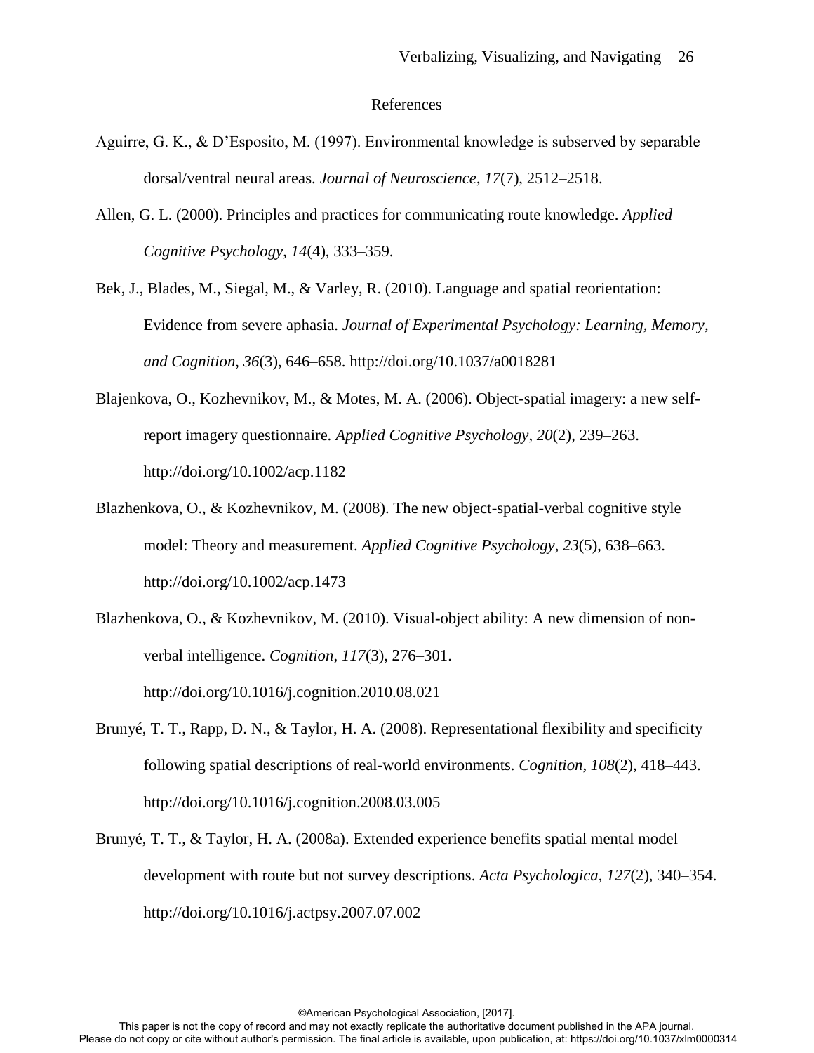# References

Aguirre, G. K., & D'Esposito, M. (1997). Environmental knowledge is subserved by separable dorsal/ventral neural areas. *Journal of Neuroscience*, *17*(7), 2512–2518.

Allen, G. L. (2000). Principles and practices for communicating route knowledge. *Applied Cognitive Psychology*, *14*(4), 333–359.

Bek, J., Blades, M., Siegal, M., & Varley, R. (2010). Language and spatial reorientation: Evidence from severe aphasia. *Journal of Experimental Psychology: Learning, Memory, and Cognition*, *36*(3), 646–658. http://doi.org/10.1037/a0018281

Blajenkova, O., Kozhevnikov, M., & Motes, M. A. (2006). Object-spatial imagery: a new self-report imagery questionnaire. *Applied Cognitive Psychology*, *20*(2), 239–263. http://doi.org/10.1002/acp.1182

Blazhenkova, O., & Kozhevnikov, M. (2008). The new object-spatial-verbal cognitive style model: Theory and measurement. *Applied Cognitive Psychology*, *23*(5), 638–663. http://doi.org/10.1002/acp.1473

Blazhenkova, O., & Kozhevnikov, M. (2010). Visual-object ability: A new dimension of non-verbal intelligence. *Cognition*, *117*(3), 276–301. http://doi.org/10.1016/j.cognition.2010.08.021

Brunyé, T. T., Rapp, D. N., & Taylor, H. A. (2008). Representational flexibility and specificity following spatial descriptions of real-world environments. *Cognition*, *108*(2), 418–443. http://doi.org/10.1016/j.cognition.2008.03.005

Brunyé, T. T., & Taylor, H. A. (2008a). Extended experience benefits spatial mental model development with route but not survey descriptions. *Acta Psychologica*, *127*(2), 340–354. http://doi.org/10.1016/j.actpsy.2007.07.002

©American Psychological Association, [2017].
This paper is not the copy of record and may not exactly replicate the authoritative document published in the APA journal.
Please do not copy or cite without author's permission. The final article is available, upon publication, at: https://doi.org/10.1037/xlm0000314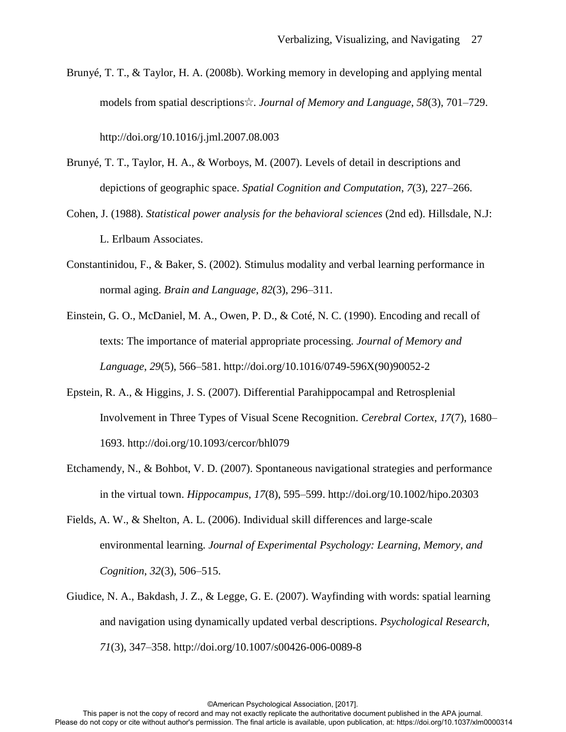Brunyé, T. T., & Taylor, H. A. (2008b). Working memory in developing and applying mental models from spatial descriptions☆. *Journal of Memory and Language*, *58*(3), 701–729. http://doi.org/10.1016/j.jml.2007.08.003

Brunyé, T. T., Taylor, H. A., & Worboys, M. (2007). Levels of detail in descriptions and depictions of geographic space. *Spatial Cognition and Computation*, *7*(3), 227–266.

Cohen, J. (1988). *Statistical power analysis for the behavioral sciences* (2nd ed). Hillsdale, N.J: L. Erlbaum Associates.

Constantinidou, F., & Baker, S. (2002). Stimulus modality and verbal learning performance in normal aging. *Brain and Language*, *82*(3), 296–311.

Einstein, G. O., McDaniel, M. A., Owen, P. D., & Coté, N. C. (1990). Encoding and recall of texts: The importance of material appropriate processing. *Journal of Memory and Language*, *29*(5), 566–581. http://doi.org/10.1016/0749-596X(90)90052-2

Epstein, R. A., & Higgins, J. S. (2007). Differential Parahippocampal and Retrosplenial Involvement in Three Types of Visual Scene Recognition. *Cerebral Cortex*, *17*(7), 1680–1693. http://doi.org/10.1093/cercor/bhl079

Etchamendy, N., & Bohbot, V. D. (2007). Spontaneous navigational strategies and performance in the virtual town. *Hippocampus*, *17*(8), 595–599. http://doi.org/10.1002/hipo.20303

Fields, A. W., & Shelton, A. L. (2006). Individual skill differences and large-scale environmental learning. *Journal of Experimental Psychology: Learning, Memory, and Cognition*, *32*(3), 506–515.

Giudice, N. A., Bakdash, J. Z., & Legge, G. E. (2007). Wayfinding with words: spatial learning and navigation using dynamically updated verbal descriptions. *Psychological Research*, *71*(3), 347–358. http://doi.org/10.1007/s00426-006-0089-8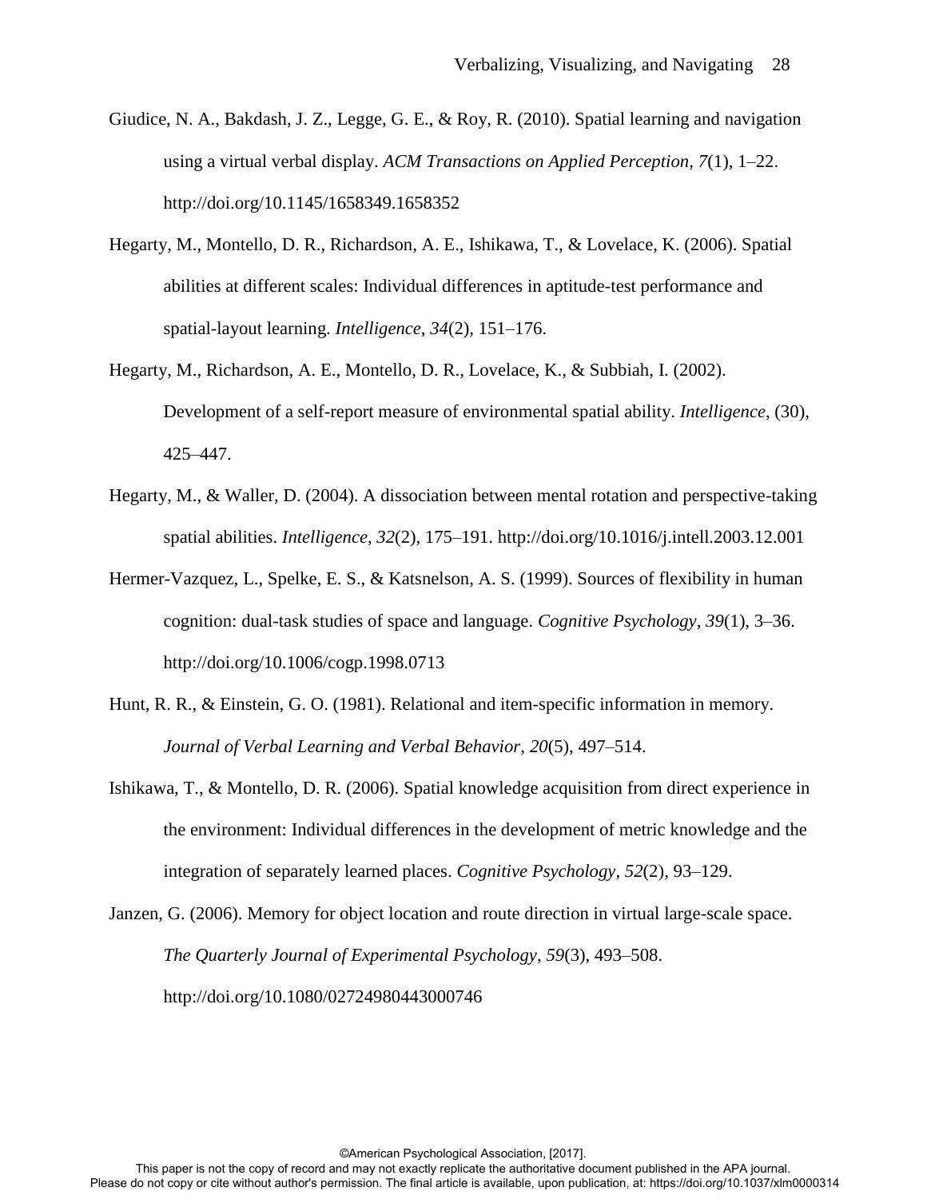Giudice, N. A., Bakdash, J. Z., Legge, G. E., & Roy, R. (2010). Spatial learning and navigation using a virtual verbal display. *ACM Transactions on Applied Perception*, *7*(1), 1–22. http://doi.org/10.1145/1658349.1658352

Hegarty, M., Montello, D. R., Richardson, A. E., Ishikawa, T., & Lovelace, K. (2006). Spatial abilities at different scales: Individual differences in aptitude-test performance and spatial-layout learning. *Intelligence*, *34*(2), 151–176.

Hegarty, M., Richardson, A. E., Montello, D. R., Lovelace, K., & Subbiah, I. (2002). Development of a self-report measure of environmental spatial ability. *Intelligence*, (30), 425–447.

Hegarty, M., & Waller, D. (2004). A dissociation between mental rotation and perspective-taking spatial abilities. *Intelligence*, *32*(2), 175–191. http://doi.org/10.1016/j.intell.2003.12.001

Hermer-Vazquez, L., Spelke, E. S., & Katsnelson, A. S. (1999). Sources of flexibility in human cognition: dual-task studies of space and language. *Cognitive Psychology*, *39*(1), 3–36. http://doi.org/10.1006/cogp.1998.0713

Hunt, R. R., & Einstein, G. O. (1981). Relational and item-specific information in memory. *Journal of Verbal Learning and Verbal Behavior*, *20*(5), 497–514.

Ishikawa, T., & Montello, D. R. (2006). Spatial knowledge acquisition from direct experience in the environment: Individual differences in the development of metric knowledge and the integration of separately learned places. *Cognitive Psychology*, *52*(2), 93–129.

Janzen, G. (2006). Memory for object location and route direction in virtual large-scale space. *The Quarterly Journal of Experimental Psychology*, *59*(3), 493–508. http://doi.org/10.1080/02724980443000746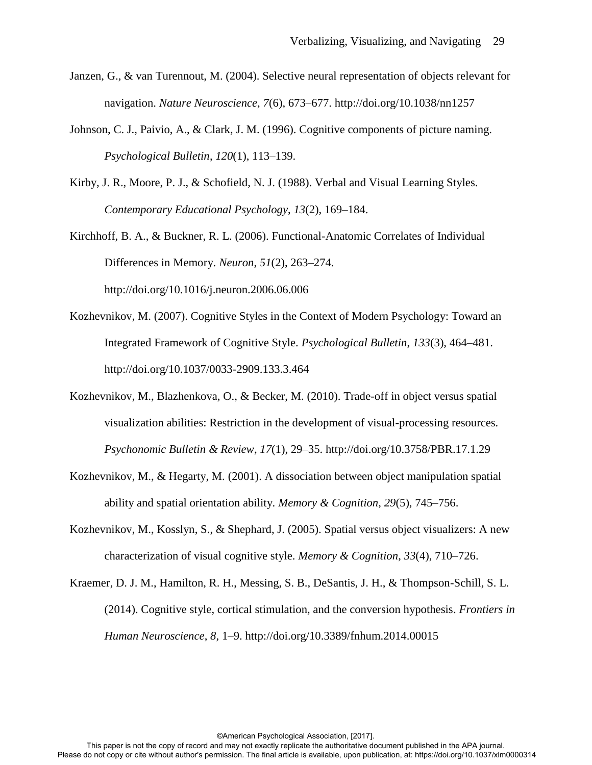Janzen, G., & van Turennout, M. (2004). Selective neural representation of objects relevant for navigation. *Nature Neuroscience*, *7*(6), 673–677. http://doi.org/10.1038/nn1257

Johnson, C. J., Paivio, A., & Clark, J. M. (1996). Cognitive components of picture naming. *Psychological Bulletin*, *120*(1), 113–139.

Kirby, J. R., Moore, P. J., & Schofield, N. J. (1988). Verbal and Visual Learning Styles. *Contemporary Educational Psychology*, *13*(2), 169–184.

Kirchhoff, B. A., & Buckner, R. L. (2006). Functional-Anatomic Correlates of Individual Differences in Memory. *Neuron*, *51*(2), 263–274. http://doi.org/10.1016/j.neuron.2006.06.006

Kozhevnikov, M. (2007). Cognitive Styles in the Context of Modern Psychology: Toward an Integrated Framework of Cognitive Style. *Psychological Bulletin*, *133*(3), 464–481. http://doi.org/10.1037/0033-2909.133.3.464

Kozhevnikov, M., Blazhenkova, O., & Becker, M. (2010). Trade-off in object versus spatial visualization abilities: Restriction in the development of visual-processing resources. *Psychonomic Bulletin & Review*, *17*(1), 29–35. http://doi.org/10.3758/PBR.17.1.29

Kozhevnikov, M., & Hegarty, M. (2001). A dissociation between object manipulation spatial ability and spatial orientation ability. *Memory & Cognition*, *29*(5), 745–756.

Kozhevnikov, M., Kosslyn, S., & Shephard, J. (2005). Spatial versus object visualizers: A new characterization of visual cognitive style. *Memory & Cognition*, *33*(4), 710–726.

Kraemer, D. J. M., Hamilton, R. H., Messing, S. B., DeSantis, J. H., & Thompson-Schill, S. L. (2014). Cognitive style, cortical stimulation, and the conversion hypothesis. *Frontiers in Human Neuroscience*, *8*, 1–9. http://doi.org/10.3389/fnhum.2014.00015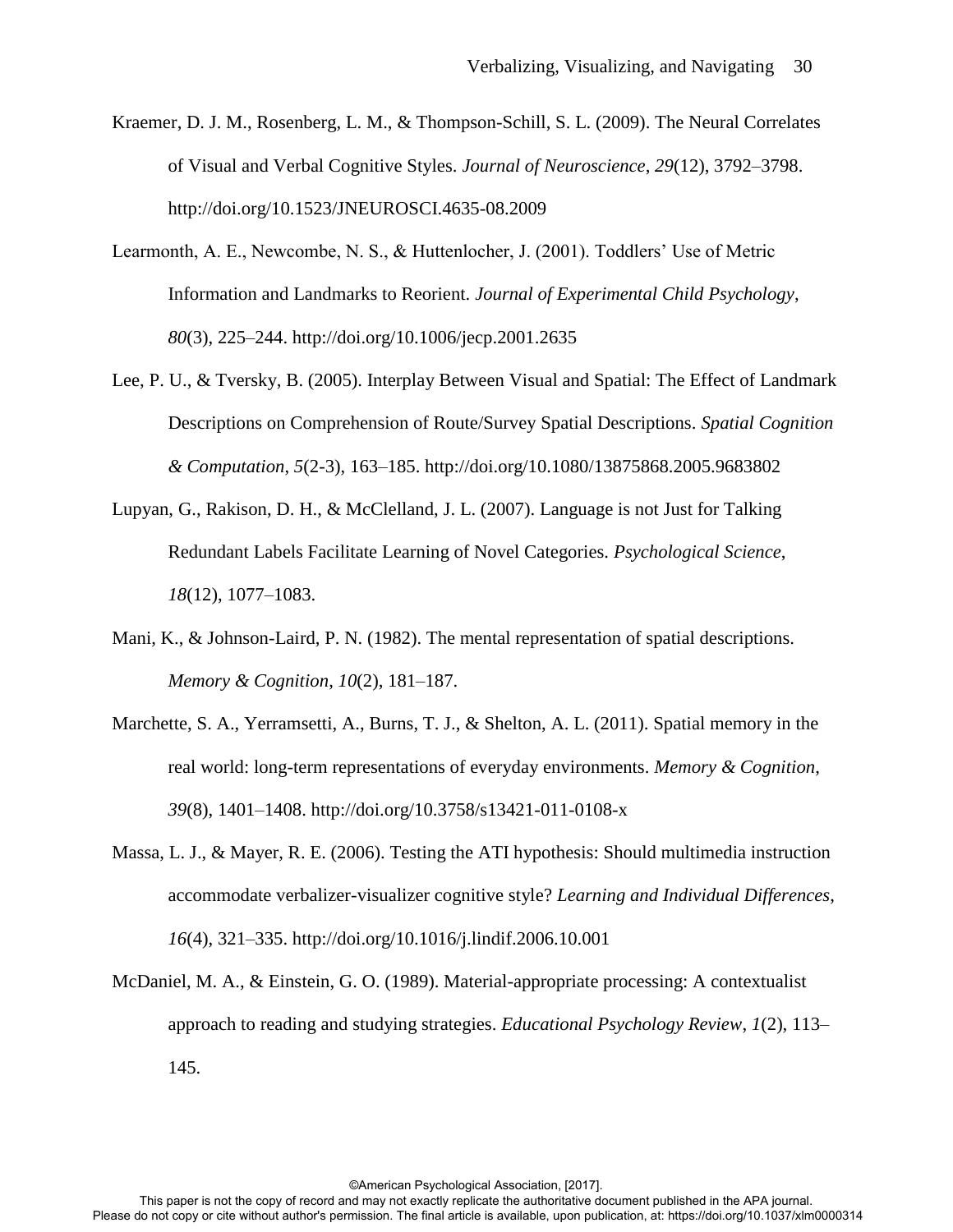Kraemer, D. J. M., Rosenberg, L. M., & Thompson-Schill, S. L. (2009). The Neural Correlates of Visual and Verbal Cognitive Styles. *Journal of Neuroscience*, *29*(12), 3792–3798. http://doi.org/10.1523/JNEUROSCI.4635-08.2009

Learmonth, A. E., Newcombe, N. S., & Huttenlocher, J. (2001). Toddlers' Use of Metric Information and Landmarks to Reorient. *Journal of Experimental Child Psychology*, *80*(3), 225–244. http://doi.org/10.1006/jecp.2001.2635

Lee, P. U., & Tversky, B. (2005). Interplay Between Visual and Spatial: The Effect of Landmark Descriptions on Comprehension of Route/Survey Spatial Descriptions. *Spatial Cognition & Computation*, *5*(2-3), 163–185. http://doi.org/10.1080/13875868.2005.9683802

Lupyan, G., Rakison, D. H., & McClelland, J. L. (2007). Language is not Just for Talking Redundant Labels Facilitate Learning of Novel Categories. *Psychological Science*, *18*(12), 1077–1083.

Mani, K., & Johnson-Laird, P. N. (1982). The mental representation of spatial descriptions. *Memory & Cognition*, *10*(2), 181–187.

Marchette, S. A., Yerramsetti, A., Burns, T. J., & Shelton, A. L. (2011). Spatial memory in the real world: long-term representations of everyday environments. *Memory & Cognition*, *39*(8), 1401–1408. http://doi.org/10.3758/s13421-011-0108-x

Massa, L. J., & Mayer, R. E. (2006). Testing the ATI hypothesis: Should multimedia instruction accommodate verbalizer-visualizer cognitive style? *Learning and Individual Differences*, *16*(4), 321–335. http://doi.org/10.1016/j.lindif.2006.10.001

McDaniel, M. A., & Einstein, G. O. (1989). Material-appropriate processing: A contextualist approach to reading and studying strategies. *Educational Psychology Review*, *1*(2), 113–145.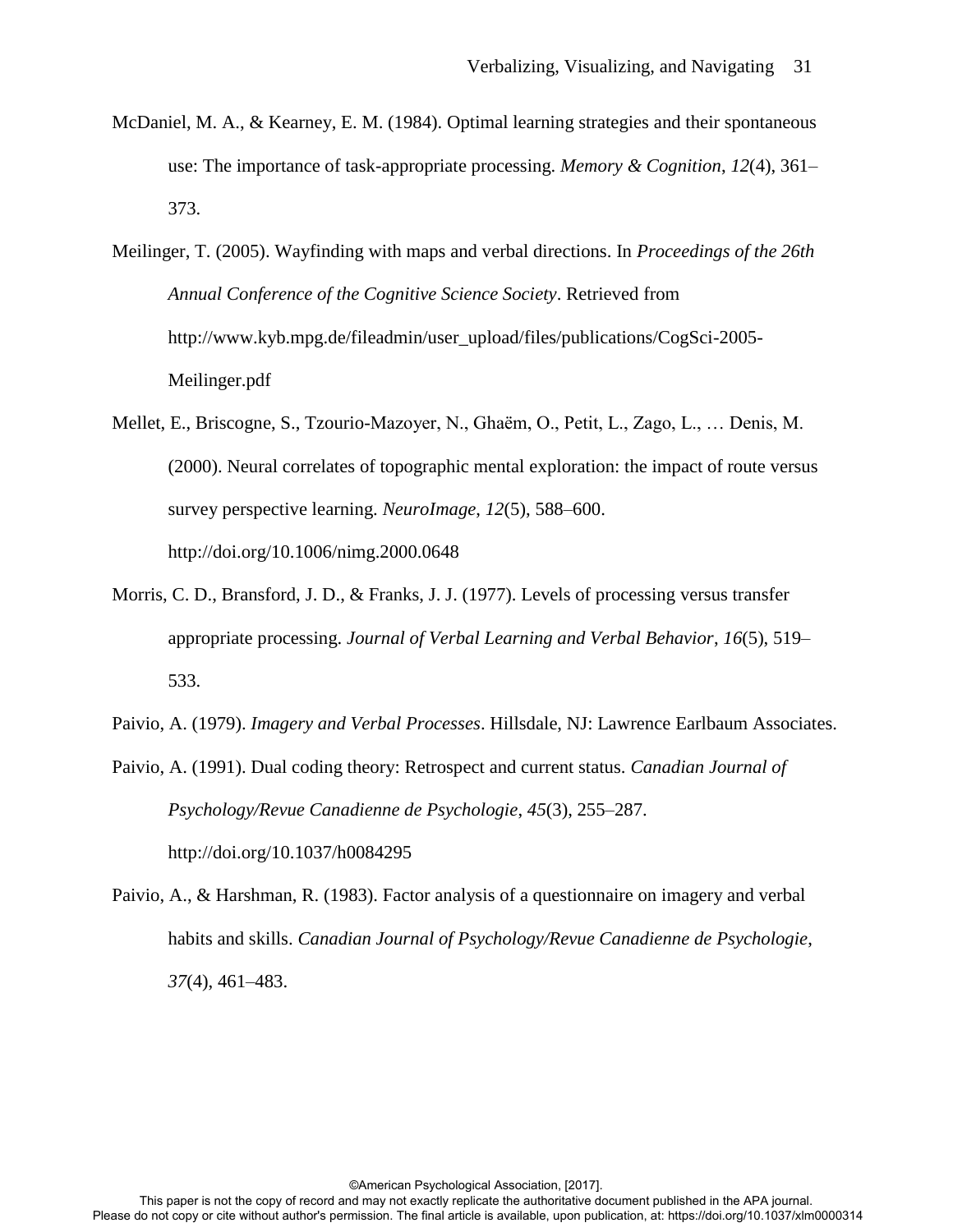McDaniel, M. A., & Kearney, E. M. (1984). Optimal learning strategies and their spontaneous use: The importance of task-appropriate processing. *Memory & Cognition*, *12*(4), 361–373.

Meilinger, T. (2005). Wayfinding with maps and verbal directions. In *Proceedings of the 26th Annual Conference of the Cognitive Science Society*. Retrieved from http://www.kyb.mpg.de/fileadmin/user_upload/files/publications/CogSci-2005-Meilinger.pdf

Mellet, E., Briscogne, S., Tzourio-Mazoyer, N., Ghaëm, O., Petit, L., Zago, L., … Denis, M. (2000). Neural correlates of topographic mental exploration: the impact of route versus survey perspective learning. *NeuroImage*, *12*(5), 588–600. http://doi.org/10.1006/nimg.2000.0648

Morris, C. D., Bransford, J. D., & Franks, J. J. (1977). Levels of processing versus transfer appropriate processing. *Journal of Verbal Learning and Verbal Behavior*, *16*(5), 519–533.

Paivio, A. (1979). *Imagery and Verbal Processes*. Hillsdale, NJ: Lawrence Earlbaum Associates.

Paivio, A. (1991). Dual coding theory: Retrospect and current status. *Canadian Journal of Psychology/Revue Canadienne de Psychologie*, *45*(3), 255–287. http://doi.org/10.1037/h0084295

Paivio, A., & Harshman, R. (1983). Factor analysis of a questionnaire on imagery and verbal habits and skills. *Canadian Journal of Psychology/Revue Canadienne de Psychologie*, *37*(4), 461–483.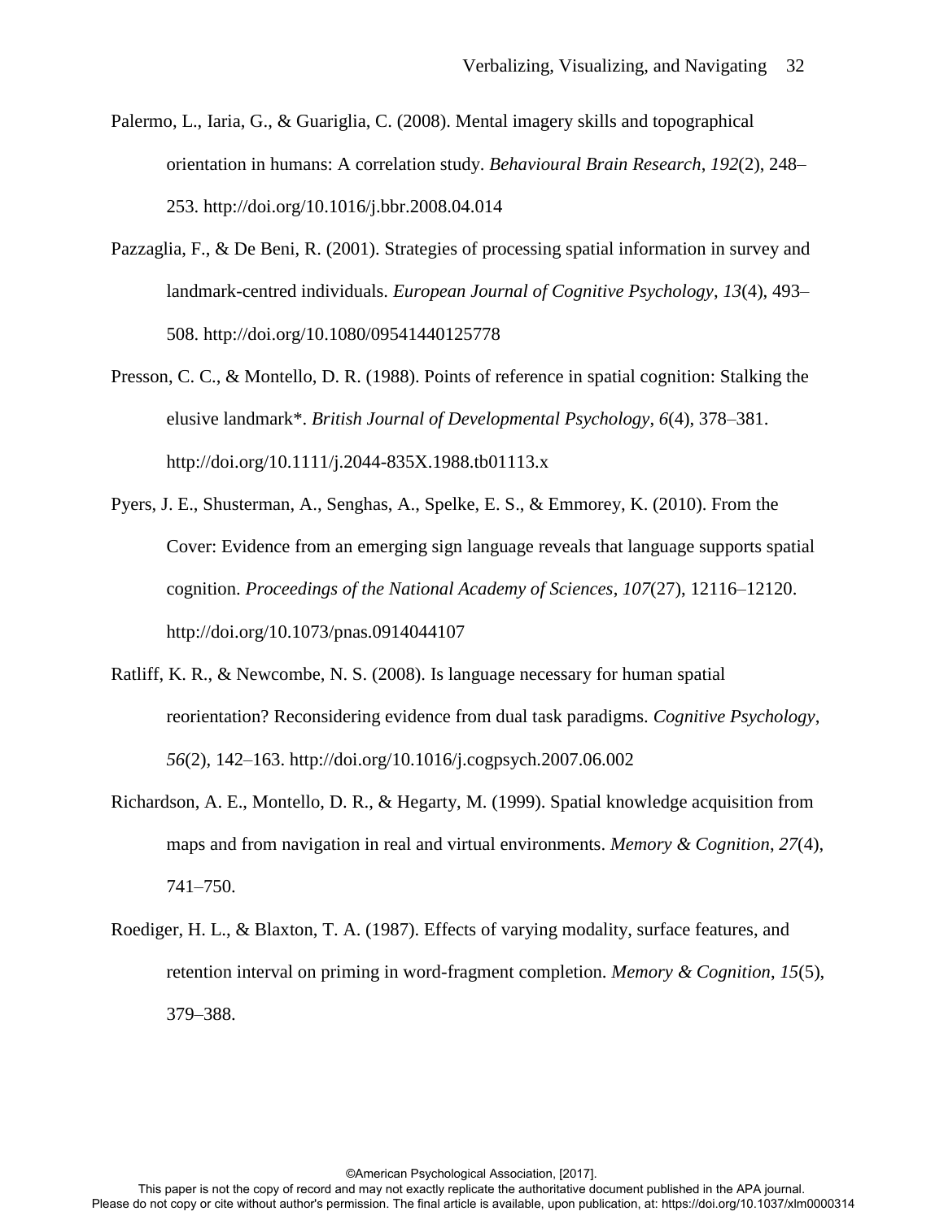Palermo, L., Iaria, G., & Guariglia, C. (2008). Mental imagery skills and topographical orientation in humans: A correlation study. *Behavioural Brain Research*, *192*(2), 248–253. http://doi.org/10.1016/j.bbr.2008.04.014

Pazzaglia, F., & De Beni, R. (2001). Strategies of processing spatial information in survey and landmark-centred individuals. *European Journal of Cognitive Psychology*, *13*(4), 493–508. http://doi.org/10.1080/09541440125778

Presson, C. C., & Montello, D. R. (1988). Points of reference in spatial cognition: Stalking the elusive landmark*. *British Journal of Developmental Psychology*, *6*(4), 378–381. http://doi.org/10.1111/j.2044-835X.1988.tb01113.x

Pyers, J. E., Shusterman, A., Senghas, A., Spelke, E. S., & Emmorey, K. (2010). From the Cover: Evidence from an emerging sign language reveals that language supports spatial cognition. *Proceedings of the National Academy of Sciences*, *107*(27), 12116–12120. http://doi.org/10.1073/pnas.0914044107

Ratliff, K. R., & Newcombe, N. S. (2008). Is language necessary for human spatial reorientation? Reconsidering evidence from dual task paradigms. *Cognitive Psychology*, *56*(2), 142–163. http://doi.org/10.1016/j.cogpsych.2007.06.002

Richardson, A. E., Montello, D. R., & Hegarty, M. (1999). Spatial knowledge acquisition from maps and from navigation in real and virtual environments. *Memory & Cognition*, *27*(4), 741–750.

Roediger, H. L., & Blaxton, T. A. (1987). Effects of varying modality, surface features, and retention interval on priming in word-fragment completion. *Memory & Cognition*, *15*(5), 379–388.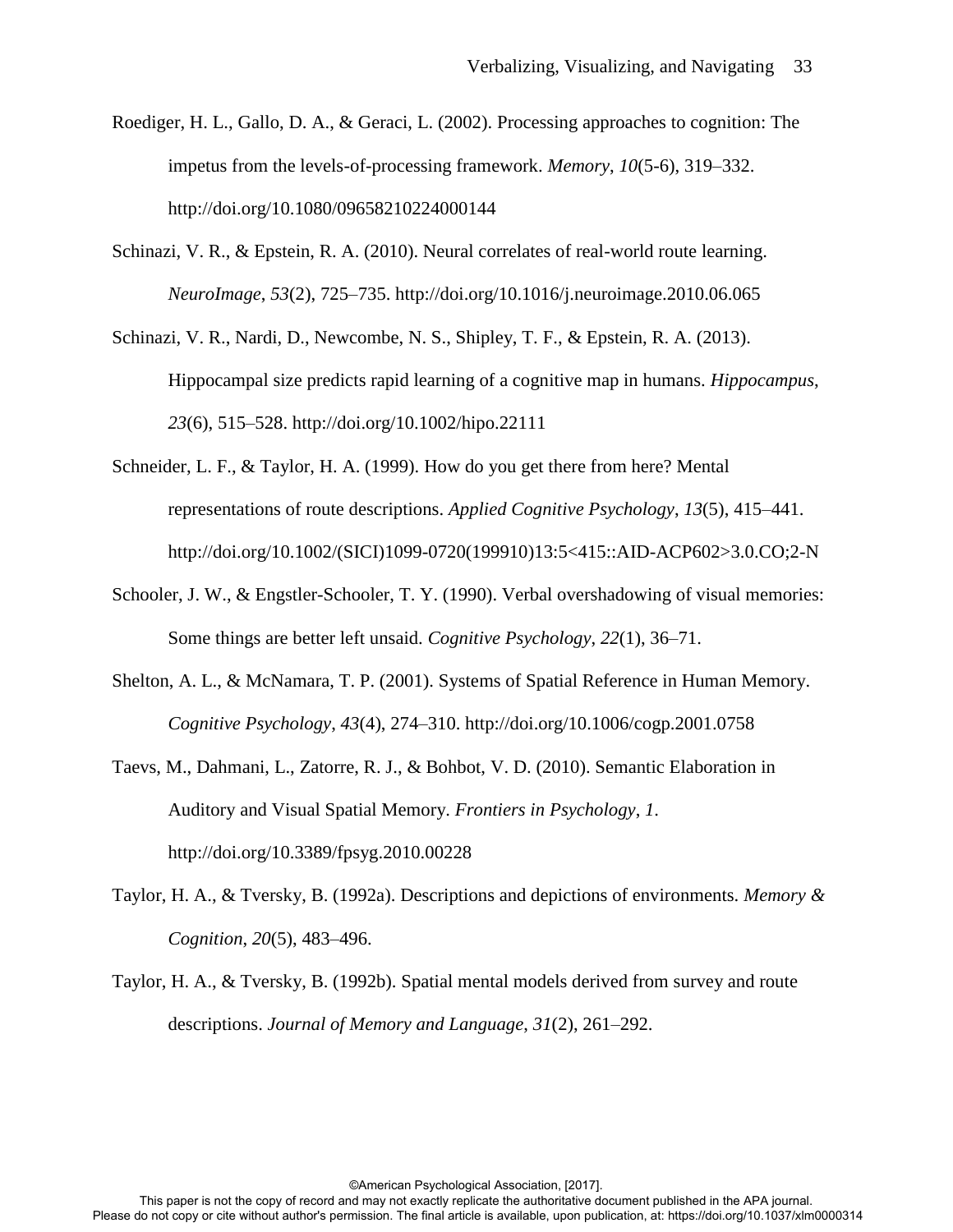Roediger, H. L., Gallo, D. A., & Geraci, L. (2002). Processing approaches to cognition: The impetus from the levels-of-processing framework. *Memory*, *10*(5-6), 319–332. http://doi.org/10.1080/09658210224000144

Schinazi, V. R., & Epstein, R. A. (2010). Neural correlates of real-world route learning. *NeuroImage*, *53*(2), 725–735. http://doi.org/10.1016/j.neuroimage.2010.06.065

Schinazi, V. R., Nardi, D., Newcombe, N. S., Shipley, T. F., & Epstein, R. A. (2013). Hippocampal size predicts rapid learning of a cognitive map in humans. *Hippocampus*, *23*(6), 515–528. http://doi.org/10.1002/hipo.22111

Schneider, L. F., & Taylor, H. A. (1999). How do you get there from here? Mental representations of route descriptions. *Applied Cognitive Psychology*, *13*(5), 415–441. http://doi.org/10.1002/(SICI)1099-0720(199910)13:5<415::AID-ACP602>3.0.CO;2-N

Schooler, J. W., & Engstler-Schooler, T. Y. (1990). Verbal overshadowing of visual memories: Some things are better left unsaid. *Cognitive Psychology*, *22*(1), 36–71.

Shelton, A. L., & McNamara, T. P. (2001). Systems of Spatial Reference in Human Memory. *Cognitive Psychology*, *43*(4), 274–310. http://doi.org/10.1006/cogp.2001.0758

Taevs, M., Dahmani, L., Zatorre, R. J., & Bohbot, V. D. (2010). Semantic Elaboration in Auditory and Visual Spatial Memory. *Frontiers in Psychology*, *1*. http://doi.org/10.3389/fpsyg.2010.00228

Taylor, H. A., & Tversky, B. (1992a). Descriptions and depictions of environments. *Memory & Cognition*, *20*(5), 483–496.

Taylor, H. A., & Tversky, B. (1992b). Spatial mental models derived from survey and route descriptions. *Journal of Memory and Language*, *31*(2), 261–292.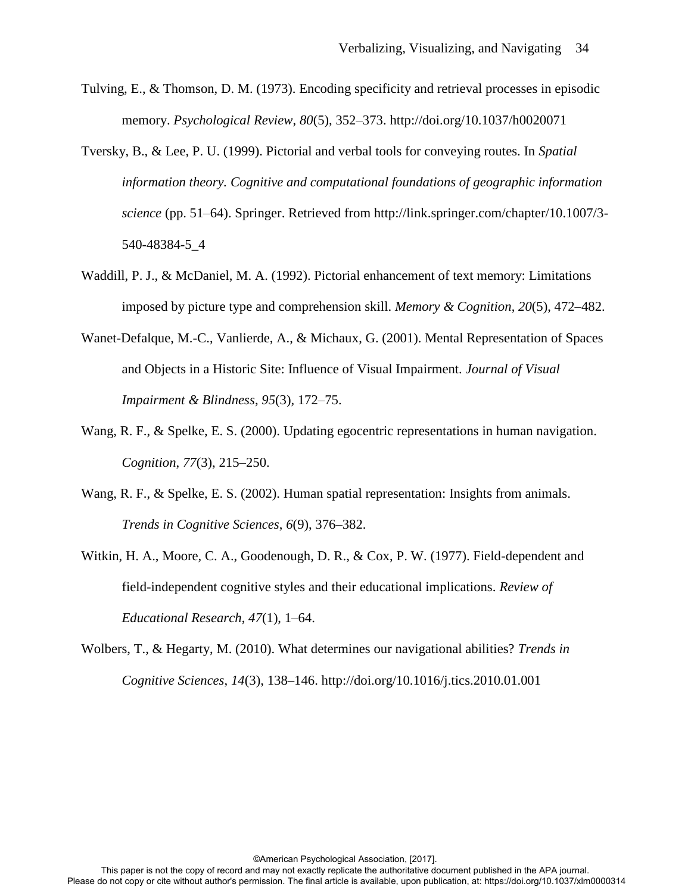Tulving, E., & Thomson, D. M. (1973). Encoding specificity and retrieval processes in episodic memory. *Psychological Review*, *80*(5), 352–373. http://doi.org/10.1037/h0020071

Tversky, B., & Lee, P. U. (1999). Pictorial and verbal tools for conveying routes. In *Spatial information theory. Cognitive and computational foundations of geographic information science* (pp. 51–64). Springer. Retrieved from http://link.springer.com/chapter/10.1007/3-540-48384-5_4

Waddill, P. J., & McDaniel, M. A. (1992). Pictorial enhancement of text memory: Limitations imposed by picture type and comprehension skill. *Memory & Cognition*, *20*(5), 472–482.

Wanet-Defalque, M.-C., Vanlierde, A., & Michaux, G. (2001). Mental Representation of Spaces and Objects in a Historic Site: Influence of Visual Impairment. *Journal of Visual Impairment & Blindness*, *95*(3), 172–75.

Wang, R. F., & Spelke, E. S. (2000). Updating egocentric representations in human navigation. *Cognition*, *77*(3), 215–250.

Wang, R. F., & Spelke, E. S. (2002). Human spatial representation: Insights from animals. *Trends in Cognitive Sciences*, *6*(9), 376–382.

Witkin, H. A., Moore, C. A., Goodenough, D. R., & Cox, P. W. (1977). Field-dependent and field-independent cognitive styles and their educational implications. *Review of Educational Research*, *47*(1), 1–64.

Wolbers, T., & Hegarty, M. (2010). What determines our navigational abilities? *Trends in Cognitive Sciences*, *14*(3), 138–146. http://doi.org/10.1016/j.tics.2010.01.001

©American Psychological Association, [2017].
This paper is not the copy of record and may not exactly replicate the authoritative document published in the APA journal.
Please do not copy or cite without author's permission. The final article is available, upon publication, at: https://doi.org/10.1037/xlm0000314